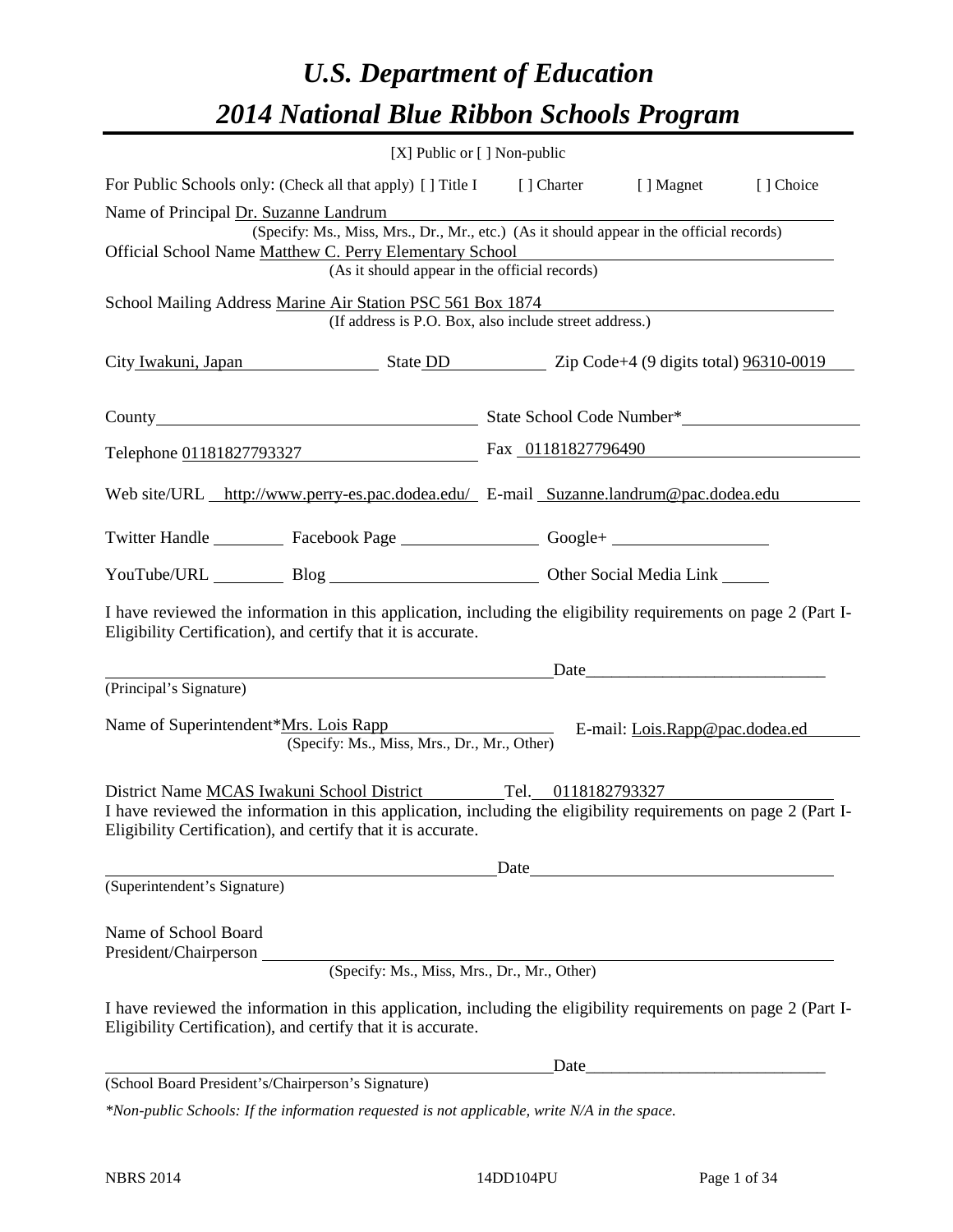# *U.S. Department of Education*
# *2014 National Blue Ribbon Schools Program*

[X] Public or [ ] Non-public

For Public Schools only: (Check all that apply) [ ] Title I [ ] Charter [ ] Magnet [ ] Choice

Name of Principal Dr. Suzanne Landrum
(Specify: Ms., Miss, Mrs., Dr., Mr., etc.) (As it should appear in the official records)

Official School Name Matthew C. Perry Elementary School
(As it should appear in the official records)

School Mailing Address Marine Air Station PSC 561 Box 1874
(If address is P.O. Box, also include street address.)

City Iwakuni, Japan State DD Zip Code+4 (9 digits total) 96310-0019

County ______ State School Code Number* ______

Telephone 01181827793327 Fax 01181827796490

Web site/URL http://www.perry-es.pac.dodea.edu/ E-mail Suzanne.landrum@pac.dodea.edu

Twitter Handle ______ Facebook Page ______ Google+ ______

YouTube/URL ______ Blog ______ Other Social Media Link ______

I have reviewed the information in this application, including the eligibility requirements on page 2 (Part I-Eligibility Certification), and certify that it is accurate.

______________________________ Date ______________
(Principal's Signature)

Name of Superintendent* Mrs. Lois Rapp E-mail: Lois.Rapp@pac.dodea.ed
(Specify: Ms., Miss, Mrs., Dr., Mr., Other)

District Name MCAS Iwakuni School District Tel. 0118182793327

I have reviewed the information in this application, including the eligibility requirements on page 2 (Part I-Eligibility Certification), and certify that it is accurate.

______________________________ Date ______________
(Superintendent's Signature)

Name of School Board
President/Chairperson ______________________________
(Specify: Ms., Miss, Mrs., Dr., Mr., Other)

I have reviewed the information in this application, including the eligibility requirements on page 2 (Part I-Eligibility Certification), and certify that it is accurate.

______________________________ Date ______________
(School Board President's/Chairperson's Signature)

*\*Non-public Schools: If the information requested is not applicable, write N/A in the space.*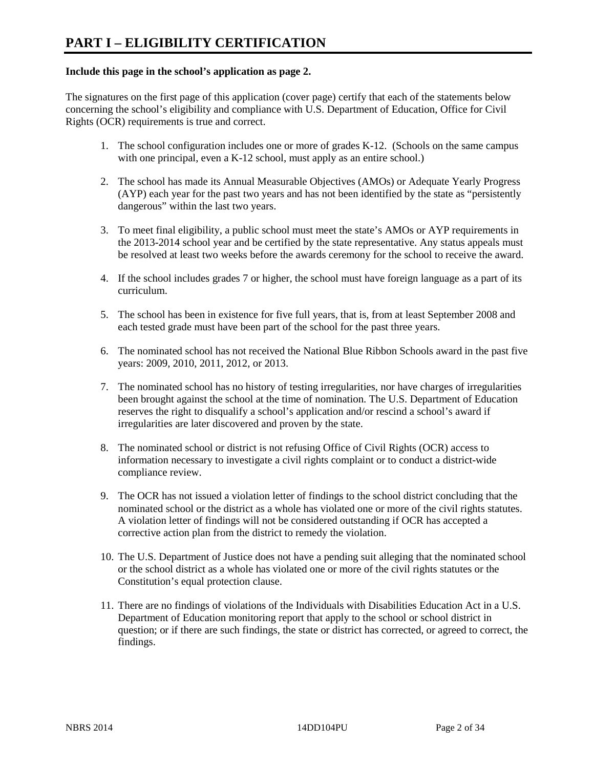# PART I – ELIGIBILITY CERTIFICATION

**Include this page in the school's application as page 2.**

The signatures on the first page of this application (cover page) certify that each of the statements below concerning the school's eligibility and compliance with U.S. Department of Education, Office for Civil Rights (OCR) requirements is true and correct.

1. The school configuration includes one or more of grades K-12. (Schools on the same campus with one principal, even a K-12 school, must apply as an entire school.)

2. The school has made its Annual Measurable Objectives (AMOs) or Adequate Yearly Progress (AYP) each year for the past two years and has not been identified by the state as "persistently dangerous" within the last two years.

3. To meet final eligibility, a public school must meet the state's AMOs or AYP requirements in the 2013-2014 school year and be certified by the state representative. Any status appeals must be resolved at least two weeks before the awards ceremony for the school to receive the award.

4. If the school includes grades 7 or higher, the school must have foreign language as a part of its curriculum.

5. The school has been in existence for five full years, that is, from at least September 2008 and each tested grade must have been part of the school for the past three years.

6. The nominated school has not received the National Blue Ribbon Schools award in the past five years: 2009, 2010, 2011, 2012, or 2013.

7. The nominated school has no history of testing irregularities, nor have charges of irregularities been brought against the school at the time of nomination. The U.S. Department of Education reserves the right to disqualify a school's application and/or rescind a school's award if irregularities are later discovered and proven by the state.

8. The nominated school or district is not refusing Office of Civil Rights (OCR) access to information necessary to investigate a civil rights complaint or to conduct a district-wide compliance review.

9. The OCR has not issued a violation letter of findings to the school district concluding that the nominated school or the district as a whole has violated one or more of the civil rights statutes. A violation letter of findings will not be considered outstanding if OCR has accepted a corrective action plan from the district to remedy the violation.

10. The U.S. Department of Justice does not have a pending suit alleging that the nominated school or the school district as a whole has violated one or more of the civil rights statutes or the Constitution's equal protection clause.

11. There are no findings of violations of the Individuals with Disabilities Education Act in a U.S. Department of Education monitoring report that apply to the school or school district in question; or if there are such findings, the state or district has corrected, or agreed to correct, the findings.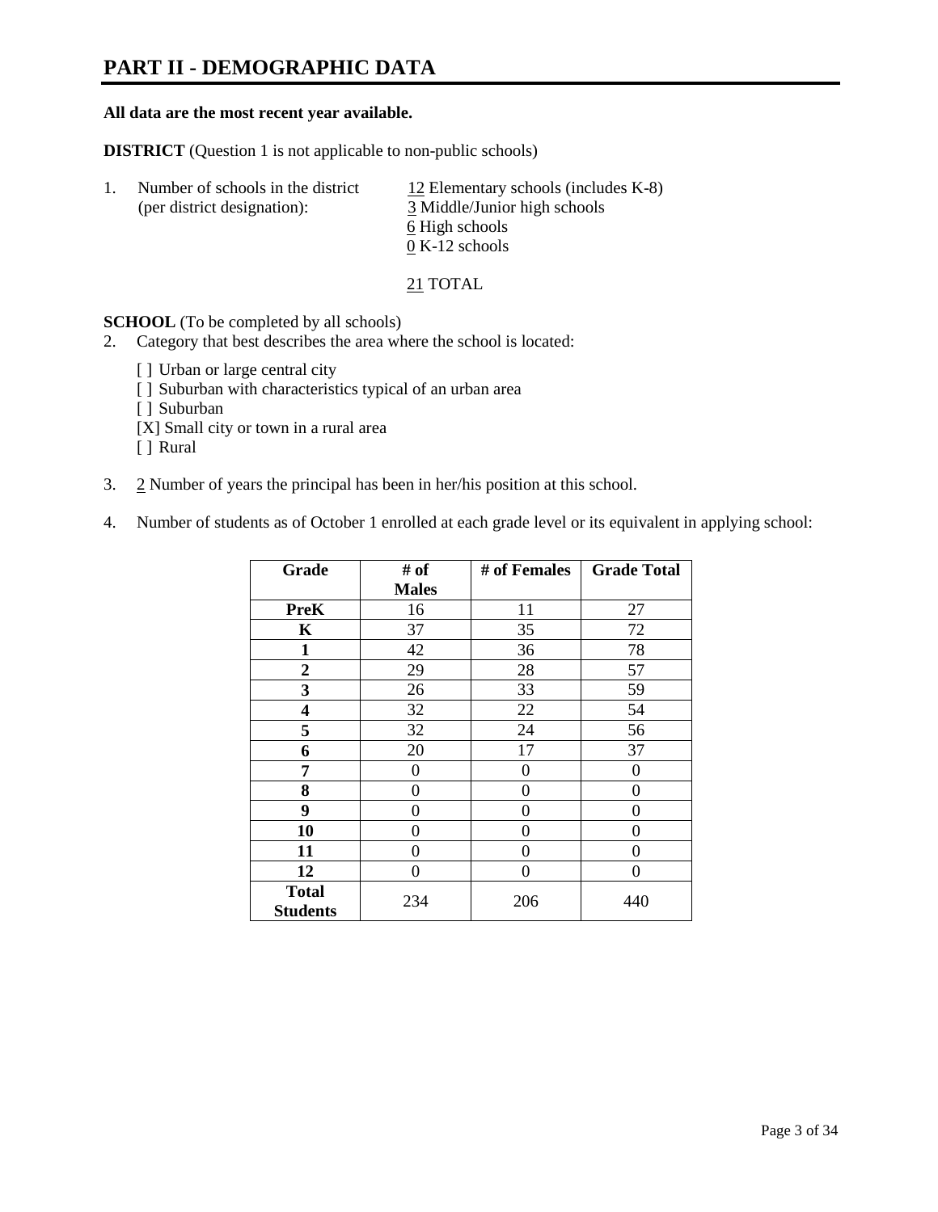# PART II - DEMOGRAPHIC DATA

**All data are the most recent year available.**

**DISTRICT** (Question 1 is not applicable to non-public schools)

1. Number of schools in the district (per district designation):
   - 12 Elementary schools (includes K-8)
   - 3 Middle/Junior high schools
   - 6 High schools
   - 0 K-12 schools

   21 TOTAL

**SCHOOL** (To be completed by all schools)

2. Category that best describes the area where the school is located:

   [ ] Urban or large central city
   [ ] Suburban with characteristics typical of an urban area
   [ ] Suburban
   [X] Small city or town in a rural area
   [ ] Rural

3. 2 Number of years the principal has been in her/his position at this school.

4. Number of students as of October 1 enrolled at each grade level or its equivalent in applying school:

| Grade | # of Males | # of Females | Grade Total |
|---|---|---|---|
| **PreK** | 16 | 11 | 27 |
| **K** | 37 | 35 | 72 |
| **1** | 42 | 36 | 78 |
| **2** | 29 | 28 | 57 |
| **3** | 26 | 33 | 59 |
| **4** | 32 | 22 | 54 |
| **5** | 32 | 24 | 56 |
| **6** | 20 | 17 | 37 |
| **7** | 0 | 0 | 0 |
| **8** | 0 | 0 | 0 |
| **9** | 0 | 0 | 0 |
| **10** | 0 | 0 | 0 |
| **11** | 0 | 0 | 0 |
| **12** | 0 | 0 | 0 |
| **Total Students** | 234 | 206 | 440 |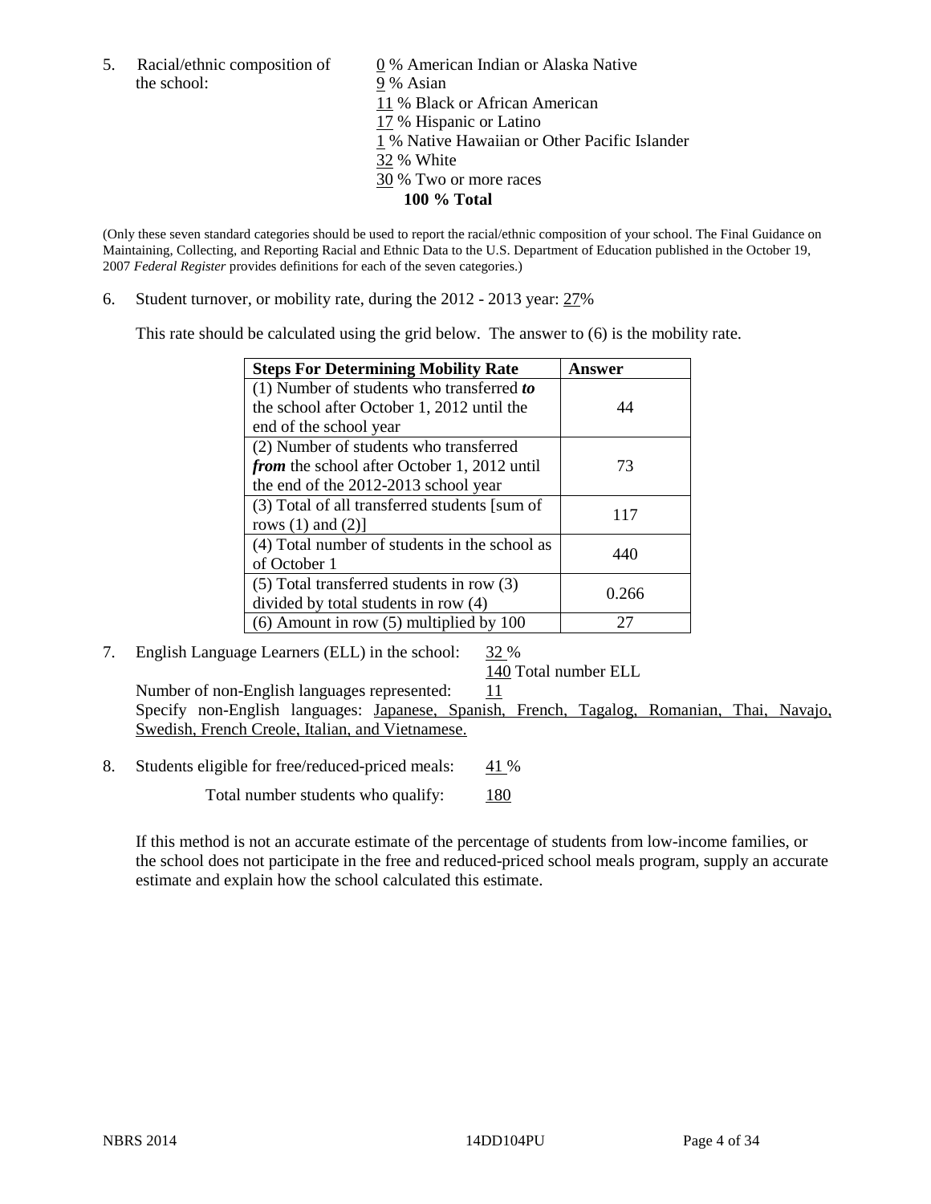5. Racial/ethnic composition of the school:

0 % American Indian or Alaska Native
9 % Asian
11 % Black or African American
17 % Hispanic or Latino
1 % Native Hawaiian or Other Pacific Islander
32 % White
30 % Two or more races
**100 % Total**

(Only these seven standard categories should be used to report the racial/ethnic composition of your school. The Final Guidance on Maintaining, Collecting, and Reporting Racial and Ethnic Data to the U.S. Department of Education published in the October 19, 2007 *Federal Register* provides definitions for each of the seven categories.)

6. Student turnover, or mobility rate, during the 2012 - 2013 year: 27%

This rate should be calculated using the grid below. The answer to (6) is the mobility rate.

| **Steps For Determining Mobility Rate** | **Answer** |
| --- | --- |
| (1) Number of students who transferred ***to*** the school after October 1, 2012 until the end of the school year | 44 |
| (2) Number of students who transferred ***from*** the school after October 1, 2012 until the end of the 2012-2013 school year | 73 |
| (3) Total of all transferred students [sum of rows (1) and (2)] | 117 |
| (4) Total number of students in the school as of October 1 | 440 |
| (5) Total transferred students in row (3) divided by total students in row (4) | 0.266 |
| (6) Amount in row (5) multiplied by 100 | 27 |

7. English Language Learners (ELL) in the school: 32 %
140 Total number ELL

Number of non-English languages represented: 11
Specify non-English languages: Japanese, Spanish, French, Tagalog, Romanian, Thai, Navajo, Swedish, French Creole, Italian, and Vietnamese.

8. Students eligible for free/reduced-priced meals: 41 %

Total number students who qualify: 180

If this method is not an accurate estimate of the percentage of students from low-income families, or the school does not participate in the free and reduced-priced school meals program, supply an accurate estimate and explain how the school calculated this estimate.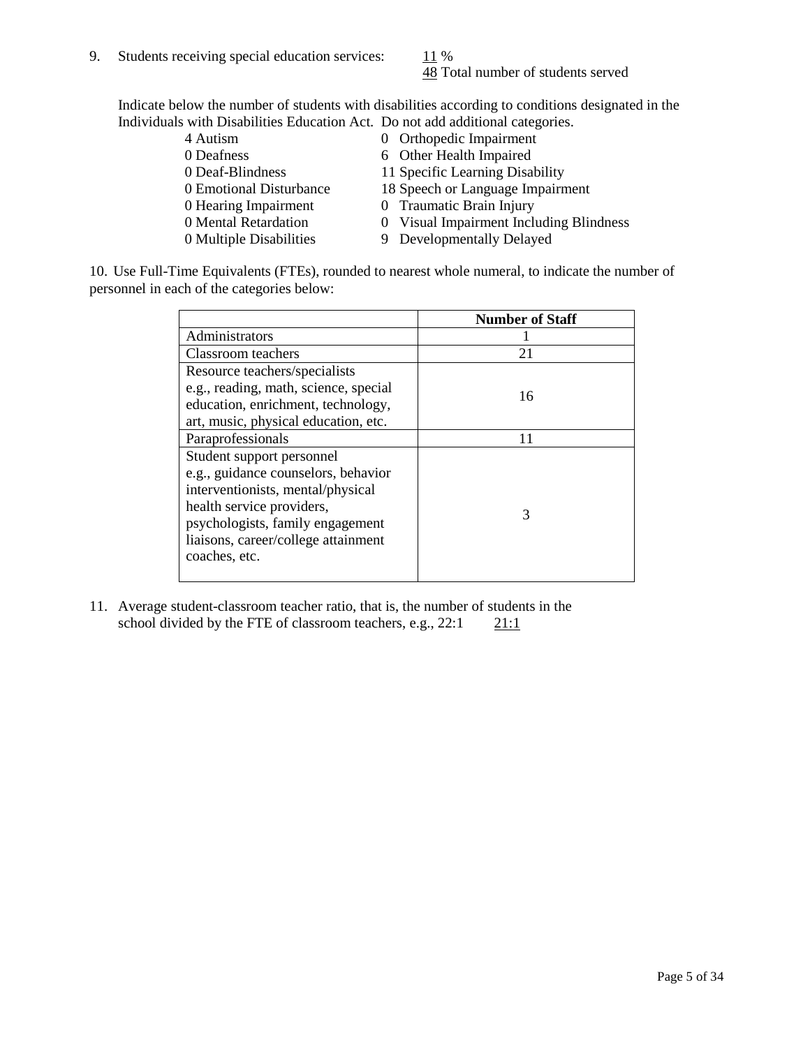9. Students receiving special education services: 11 %
   48 Total number of students served

Indicate below the number of students with disabilities according to conditions designated in the Individuals with Disabilities Education Act. Do not add additional categories.

| | |
|---|---|
| 4 Autism | 0 Orthopedic Impairment |
| 0 Deafness | 6 Other Health Impaired |
| 0 Deaf-Blindness | 11 Specific Learning Disability |
| 0 Emotional Disturbance | 18 Speech or Language Impairment |
| 0 Hearing Impairment | 0 Traumatic Brain Injury |
| 0 Mental Retardation | 0 Visual Impairment Including Blindness |
| 0 Multiple Disabilities | 9 Developmentally Delayed |

10. Use Full-Time Equivalents (FTEs), rounded to nearest whole numeral, to indicate the number of personnel in each of the categories below:

| | Number of Staff |
|---|---|
| Administrators | 1 |
| Classroom teachers | 21 |
| Resource teachers/specialists e.g., reading, math, science, special education, enrichment, technology, art, music, physical education, etc. | 16 |
| Paraprofessionals | 11 |
| Student support personnel e.g., guidance counselors, behavior interventionists, mental/physical health service providers, psychologists, family engagement liaisons, career/college attainment coaches, etc. | 3 |

11. Average student-classroom teacher ratio, that is, the number of students in the school divided by the FTE of classroom teachers, e.g., 22:1 21:1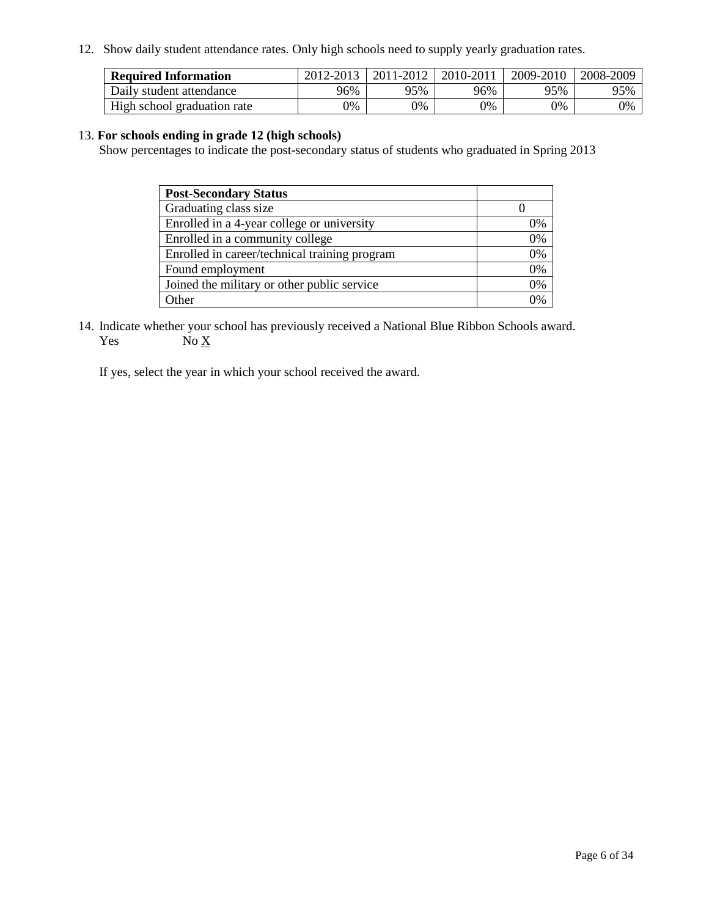12. Show daily student attendance rates. Only high schools need to supply yearly graduation rates.

| **Required Information** | 2012-2013 | 2011-2012 | 2010-2011 | 2009-2010 | 2008-2009 |
|---|---|---|---|---|---|
| Daily student attendance | 96% | 95% | 96% | 95% | 95% |
| High school graduation rate | 0% | 0% | 0% | 0% | 0% |

13. **For schools ending in grade 12 (high schools)**
Show percentages to indicate the post-secondary status of students who graduated in Spring 2013

| **Post-Secondary Status** | |
|---|---|
| Graduating class size | 0 |
| Enrolled in a 4-year college or university | 0% |
| Enrolled in a community college | 0% |
| Enrolled in career/technical training program | 0% |
| Found employment | 0% |
| Joined the military or other public service | 0% |
| Other | 0% |

14. Indicate whether your school has previously received a National Blue Ribbon Schools award.
Yes No X

If yes, select the year in which your school received the award.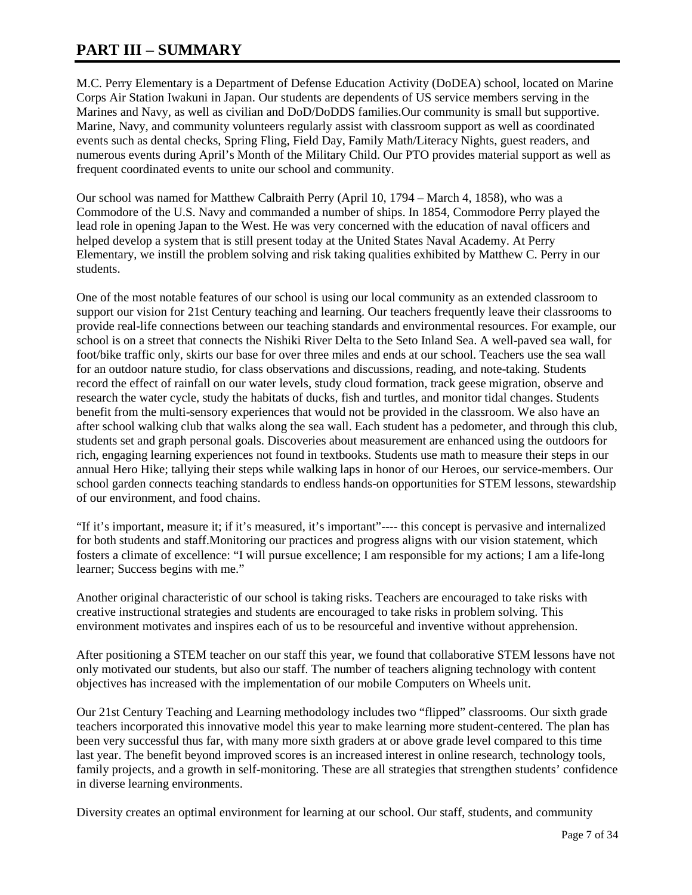# PART III – SUMMARY

M.C. Perry Elementary is a Department of Defense Education Activity (DoDEA) school, located on Marine Corps Air Station Iwakuni in Japan. Our students are dependents of US service members serving in the Marines and Navy, as well as civilian and DoD/DoDDS families.Our community is small but supportive. Marine, Navy, and community volunteers regularly assist with classroom support as well as coordinated events such as dental checks, Spring Fling, Field Day, Family Math/Literacy Nights, guest readers, and numerous events during April's Month of the Military Child. Our PTO provides material support as well as frequent coordinated events to unite our school and community.

Our school was named for Matthew Calbraith Perry (April 10, 1794 – March 4, 1858), who was a Commodore of the U.S. Navy and commanded a number of ships. In 1854, Commodore Perry played the lead role in opening Japan to the West. He was very concerned with the education of naval officers and helped develop a system that is still present today at the United States Naval Academy. At Perry Elementary, we instill the problem solving and risk taking qualities exhibited by Matthew C. Perry in our students.

One of the most notable features of our school is using our local community as an extended classroom to support our vision for 21st Century teaching and learning. Our teachers frequently leave their classrooms to provide real-life connections between our teaching standards and environmental resources. For example, our school is on a street that connects the Nishiki River Delta to the Seto Inland Sea. A well-paved sea wall, for foot/bike traffic only, skirts our base for over three miles and ends at our school. Teachers use the sea wall for an outdoor nature studio, for class observations and discussions, reading, and note-taking. Students record the effect of rainfall on our water levels, study cloud formation, track geese migration, observe and research the water cycle, study the habitats of ducks, fish and turtles, and monitor tidal changes. Students benefit from the multi-sensory experiences that would not be provided in the classroom. We also have an after school walking club that walks along the sea wall. Each student has a pedometer, and through this club, students set and graph personal goals. Discoveries about measurement are enhanced using the outdoors for rich, engaging learning experiences not found in textbooks. Students use math to measure their steps in our annual Hero Hike; tallying their steps while walking laps in honor of our Heroes, our service-members. Our school garden connects teaching standards to endless hands-on opportunities for STEM lessons, stewardship of our environment, and food chains.

"If it's important, measure it; if it's measured, it's important"---- this concept is pervasive and internalized for both students and staff.Monitoring our practices and progress aligns with our vision statement, which fosters a climate of excellence: "I will pursue excellence; I am responsible for my actions; I am a life-long learner; Success begins with me."

Another original characteristic of our school is taking risks. Teachers are encouraged to take risks with creative instructional strategies and students are encouraged to take risks in problem solving. This environment motivates and inspires each of us to be resourceful and inventive without apprehension.

After positioning a STEM teacher on our staff this year, we found that collaborative STEM lessons have not only motivated our students, but also our staff. The number of teachers aligning technology with content objectives has increased with the implementation of our mobile Computers on Wheels unit.

Our 21st Century Teaching and Learning methodology includes two "flipped" classrooms. Our sixth grade teachers incorporated this innovative model this year to make learning more student-centered. The plan has been very successful thus far, with many more sixth graders at or above grade level compared to this time last year. The benefit beyond improved scores is an increased interest in online research, technology tools, family projects, and a growth in self-monitoring. These are all strategies that strengthen students' confidence in diverse learning environments.

Diversity creates an optimal environment for learning at our school. Our staff, students, and community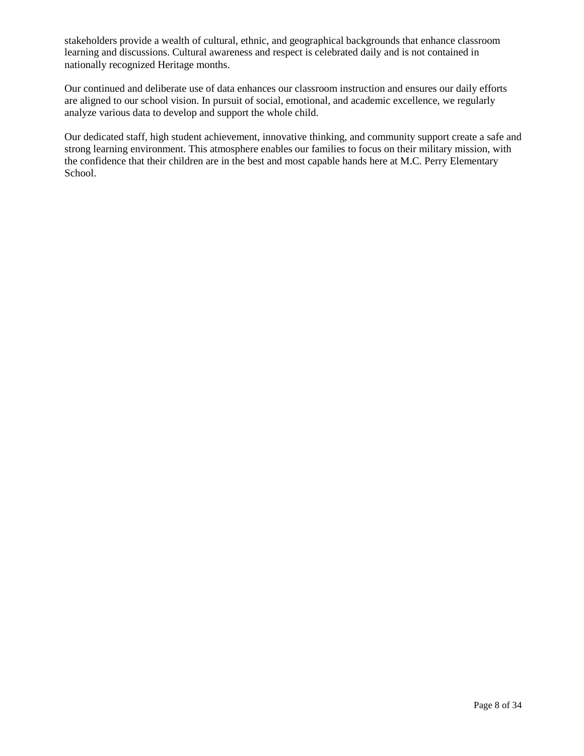stakeholders provide a wealth of cultural, ethnic, and geographical backgrounds that enhance classroom learning and discussions. Cultural awareness and respect is celebrated daily and is not contained in nationally recognized Heritage months.

Our continued and deliberate use of data enhances our classroom instruction and ensures our daily efforts are aligned to our school vision. In pursuit of social, emotional, and academic excellence, we regularly analyze various data to develop and support the whole child.

Our dedicated staff, high student achievement, innovative thinking, and community support create a safe and strong learning environment. This atmosphere enables our families to focus on their military mission, with the confidence that their children are in the best and most capable hands here at M.C. Perry Elementary School.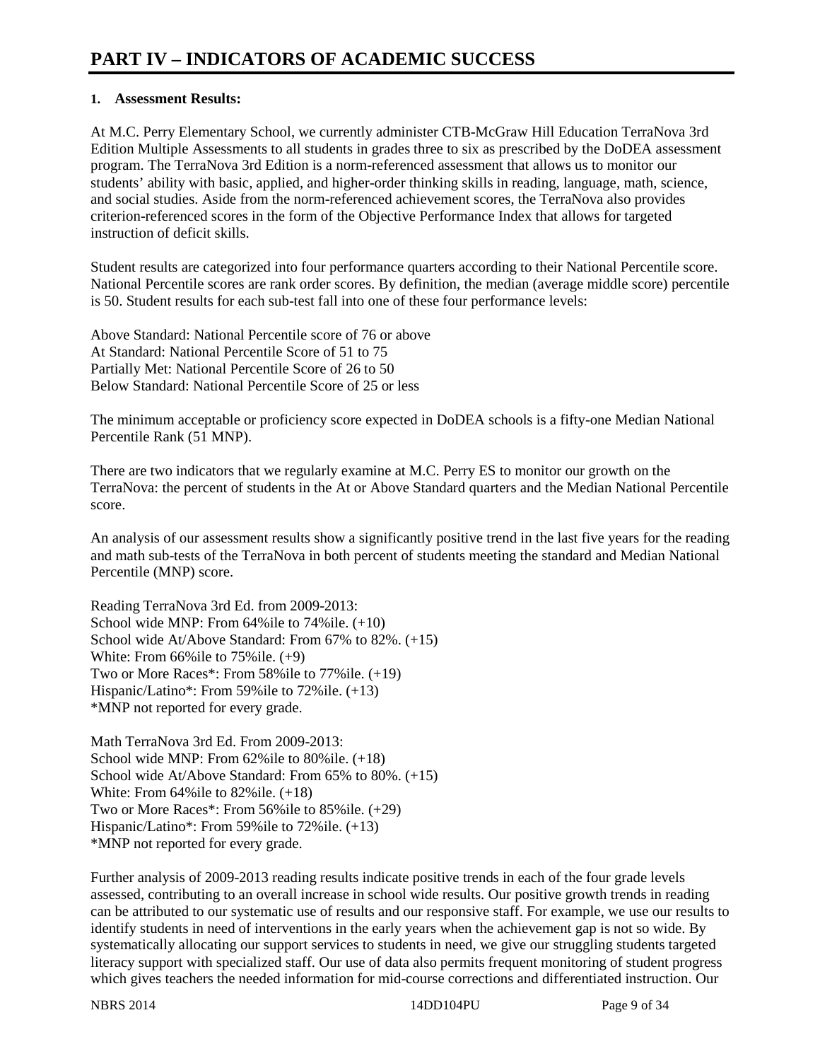# PART IV – INDICATORS OF ACADEMIC SUCCESS

**1. Assessment Results:**

At M.C. Perry Elementary School, we currently administer CTB-McGraw Hill Education TerraNova 3rd Edition Multiple Assessments to all students in grades three to six as prescribed by the DoDEA assessment program. The TerraNova 3rd Edition is a norm-referenced assessment that allows us to monitor our students' ability with basic, applied, and higher-order thinking skills in reading, language, math, science, and social studies. Aside from the norm-referenced achievement scores, the TerraNova also provides criterion-referenced scores in the form of the Objective Performance Index that allows for targeted instruction of deficit skills.

Student results are categorized into four performance quarters according to their National Percentile score. National Percentile scores are rank order scores. By definition, the median (average middle score) percentile is 50. Student results for each sub-test fall into one of these four performance levels:

Above Standard: National Percentile score of 76 or above
At Standard: National Percentile Score of 51 to 75
Partially Met: National Percentile Score of 26 to 50
Below Standard: National Percentile Score of 25 or less

The minimum acceptable or proficiency score expected in DoDEA schools is a fifty-one Median National Percentile Rank (51 MNP).

There are two indicators that we regularly examine at M.C. Perry ES to monitor our growth on the TerraNova: the percent of students in the At or Above Standard quarters and the Median National Percentile score.

An analysis of our assessment results show a significantly positive trend in the last five years for the reading and math sub-tests of the TerraNova in both percent of students meeting the standard and Median National Percentile (MNP) score.

Reading TerraNova 3rd Ed. from 2009-2013:
School wide MNP: From 64%ile to 74%ile. (+10)
School wide At/Above Standard: From 67% to 82%. (+15)
White: From 66%ile to 75%ile. (+9)
Two or More Races*: From 58%ile to 77%ile. (+19)
Hispanic/Latino*: From 59%ile to 72%ile. (+13)
*MNP not reported for every grade.

Math TerraNova 3rd Ed. From 2009-2013:
School wide MNP: From 62%ile to 80%ile. (+18)
School wide At/Above Standard: From 65% to 80%. (+15)
White: From 64%ile to 82%ile. (+18)
Two or More Races*: From 56%ile to 85%ile. (+29)
Hispanic/Latino*: From 59%ile to 72%ile. (+13)
*MNP not reported for every grade.

Further analysis of 2009-2013 reading results indicate positive trends in each of the four grade levels assessed, contributing to an overall increase in school wide results. Our positive growth trends in reading can be attributed to our systematic use of results and our responsive staff. For example, we use our results to identify students in need of interventions in the early years when the achievement gap is not so wide. By systematically allocating our support services to students in need, we give our struggling students targeted literacy support with specialized staff. Our use of data also permits frequent monitoring of student progress which gives teachers the needed information for mid-course corrections and differentiated instruction. Our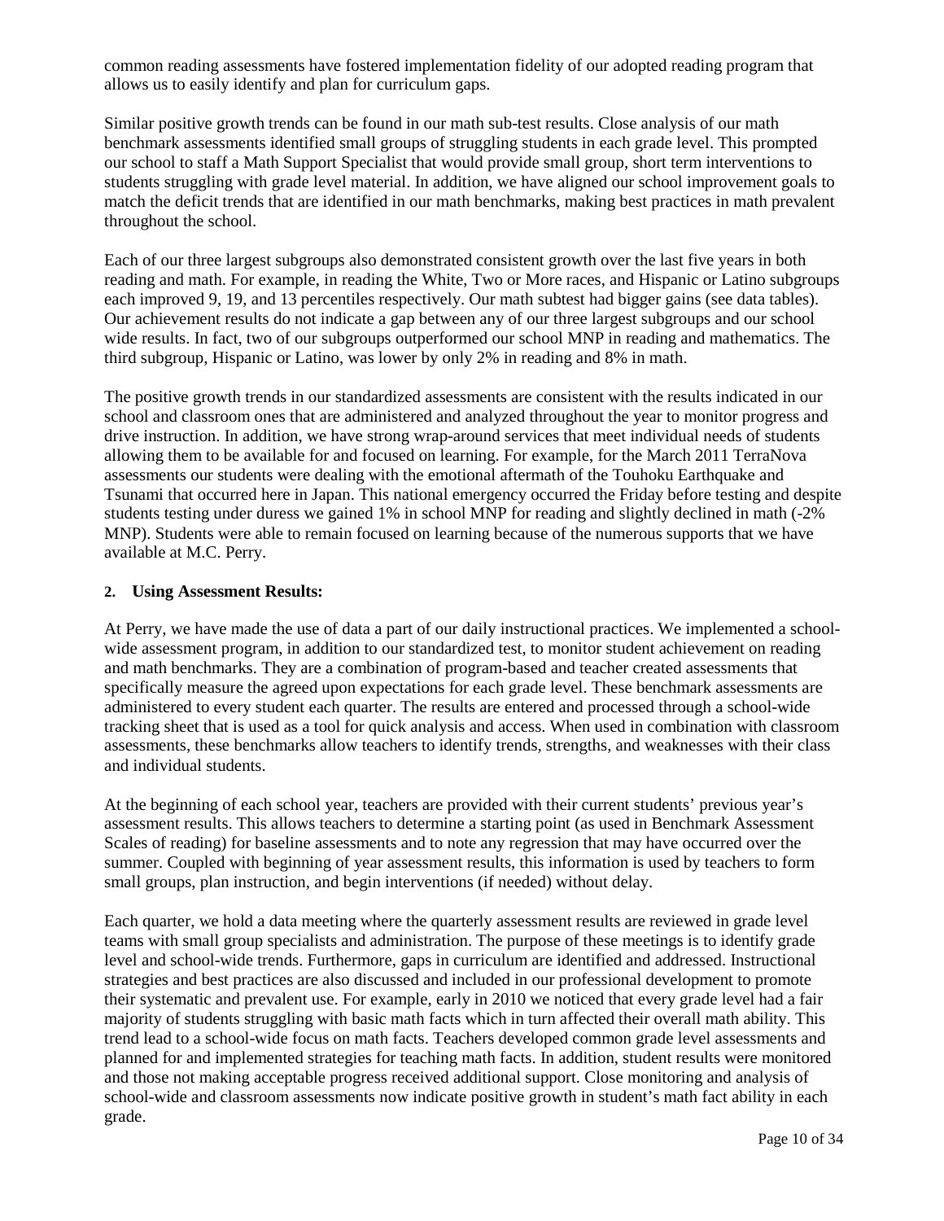common reading assessments have fostered implementation fidelity of our adopted reading program that allows us to easily identify and plan for curriculum gaps.

Similar positive growth trends can be found in our math sub-test results. Close analysis of our math benchmark assessments identified small groups of struggling students in each grade level. This prompted our school to staff a Math Support Specialist that would provide small group, short term interventions to students struggling with grade level material. In addition, we have aligned our school improvement goals to match the deficit trends that are identified in our math benchmarks, making best practices in math prevalent throughout the school.

Each of our three largest subgroups also demonstrated consistent growth over the last five years in both reading and math. For example, in reading the White, Two or More races, and Hispanic or Latino subgroups each improved 9, 19, and 13 percentiles respectively. Our math subtest had bigger gains (see data tables). Our achievement results do not indicate a gap between any of our three largest subgroups and our school wide results. In fact, two of our subgroups outperformed our school MNP in reading and mathematics. The third subgroup, Hispanic or Latino, was lower by only 2% in reading and 8% in math.

The positive growth trends in our standardized assessments are consistent with the results indicated in our school and classroom ones that are administered and analyzed throughout the year to monitor progress and drive instruction. In addition, we have strong wrap-around services that meet individual needs of students allowing them to be available for and focused on learning. For example, for the March 2011 TerraNova assessments our students were dealing with the emotional aftermath of the Touhoku Earthquake and Tsunami that occurred here in Japan. This national emergency occurred the Friday before testing and despite students testing under duress we gained 1% in school MNP for reading and slightly declined in math (-2% MNP). Students were able to remain focused on learning because of the numerous supports that we have available at M.C. Perry.

**2. Using Assessment Results:**

At Perry, we have made the use of data a part of our daily instructional practices. We implemented a school-wide assessment program, in addition to our standardized test, to monitor student achievement on reading and math benchmarks. They are a combination of program-based and teacher created assessments that specifically measure the agreed upon expectations for each grade level. These benchmark assessments are administered to every student each quarter. The results are entered and processed through a school-wide tracking sheet that is used as a tool for quick analysis and access. When used in combination with classroom assessments, these benchmarks allow teachers to identify trends, strengths, and weaknesses with their class and individual students.

At the beginning of each school year, teachers are provided with their current students' previous year's assessment results. This allows teachers to determine a starting point (as used in Benchmark Assessment Scales of reading) for baseline assessments and to note any regression that may have occurred over the summer. Coupled with beginning of year assessment results, this information is used by teachers to form small groups, plan instruction, and begin interventions (if needed) without delay.

Each quarter, we hold a data meeting where the quarterly assessment results are reviewed in grade level teams with small group specialists and administration. The purpose of these meetings is to identify grade level and school-wide trends. Furthermore, gaps in curriculum are identified and addressed. Instructional strategies and best practices are also discussed and included in our professional development to promote their systematic and prevalent use. For example, early in 2010 we noticed that every grade level had a fair majority of students struggling with basic math facts which in turn affected their overall math ability. This trend lead to a school-wide focus on math facts. Teachers developed common grade level assessments and planned for and implemented strategies for teaching math facts. In addition, student results were monitored and those not making acceptable progress received additional support. Close monitoring and analysis of school-wide and classroom assessments now indicate positive growth in student's math fact ability in each grade.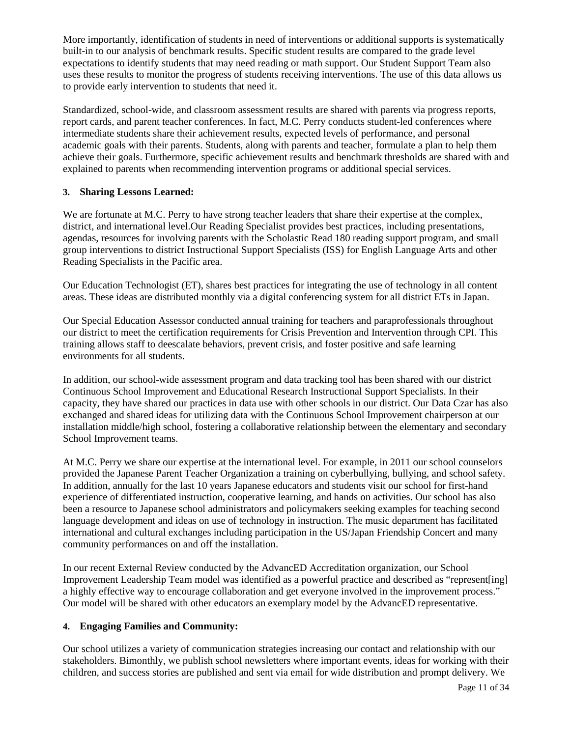More importantly, identification of students in need of interventions or additional supports is systematically built-in to our analysis of benchmark results. Specific student results are compared to the grade level expectations to identify students that may need reading or math support. Our Student Support Team also uses these results to monitor the progress of students receiving interventions. The use of this data allows us to provide early intervention to students that need it.

Standardized, school-wide, and classroom assessment results are shared with parents via progress reports, report cards, and parent teacher conferences. In fact, M.C. Perry conducts student-led conferences where intermediate students share their achievement results, expected levels of performance, and personal academic goals with their parents. Students, along with parents and teacher, formulate a plan to help them achieve their goals. Furthermore, specific achievement results and benchmark thresholds are shared with and explained to parents when recommending intervention programs or additional special services.

**3. Sharing Lessons Learned:**

We are fortunate at M.C. Perry to have strong teacher leaders that share their expertise at the complex, district, and international level.Our Reading Specialist provides best practices, including presentations, agendas, resources for involving parents with the Scholastic Read 180 reading support program, and small group interventions to district Instructional Support Specialists (ISS) for English Language Arts and other Reading Specialists in the Pacific area.

Our Education Technologist (ET), shares best practices for integrating the use of technology in all content areas. These ideas are distributed monthly via a digital conferencing system for all district ETs in Japan.

Our Special Education Assessor conducted annual training for teachers and paraprofessionals throughout our district to meet the certification requirements for Crisis Prevention and Intervention through CPI. This training allows staff to deescalate behaviors, prevent crisis, and foster positive and safe learning environments for all students.

In addition, our school-wide assessment program and data tracking tool has been shared with our district Continuous School Improvement and Educational Research Instructional Support Specialists. In their capacity, they have shared our practices in data use with other schools in our district. Our Data Czar has also exchanged and shared ideas for utilizing data with the Continuous School Improvement chairperson at our installation middle/high school, fostering a collaborative relationship between the elementary and secondary School Improvement teams.

At M.C. Perry we share our expertise at the international level. For example, in 2011 our school counselors provided the Japanese Parent Teacher Organization a training on cyberbullying, bullying, and school safety. In addition, annually for the last 10 years Japanese educators and students visit our school for first-hand experience of differentiated instruction, cooperative learning, and hands on activities. Our school has also been a resource to Japanese school administrators and policymakers seeking examples for teaching second language development and ideas on use of technology in instruction. The music department has facilitated international and cultural exchanges including participation in the US/Japan Friendship Concert and many community performances on and off the installation.

In our recent External Review conducted by the AdvancED Accreditation organization, our School Improvement Leadership Team model was identified as a powerful practice and described as "represent[ing] a highly effective way to encourage collaboration and get everyone involved in the improvement process." Our model will be shared with other educators an exemplary model by the AdvancED representative.

**4. Engaging Families and Community:**

Our school utilizes a variety of communication strategies increasing our contact and relationship with our stakeholders. Bimonthly, we publish school newsletters where important events, ideas for working with their children, and success stories are published and sent via email for wide distribution and prompt delivery. We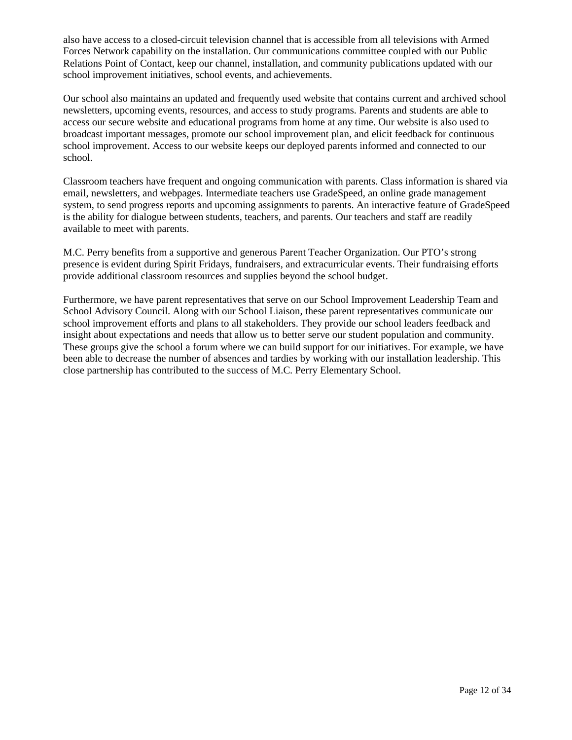also have access to a closed-circuit television channel that is accessible from all televisions with Armed Forces Network capability on the installation. Our communications committee coupled with our Public Relations Point of Contact, keep our channel, installation, and community publications updated with our school improvement initiatives, school events, and achievements.

Our school also maintains an updated and frequently used website that contains current and archived school newsletters, upcoming events, resources, and access to study programs. Parents and students are able to access our secure website and educational programs from home at any time. Our website is also used to broadcast important messages, promote our school improvement plan, and elicit feedback for continuous school improvement. Access to our website keeps our deployed parents informed and connected to our school.

Classroom teachers have frequent and ongoing communication with parents. Class information is shared via email, newsletters, and webpages. Intermediate teachers use GradeSpeed, an online grade management system, to send progress reports and upcoming assignments to parents. An interactive feature of GradeSpeed is the ability for dialogue between students, teachers, and parents. Our teachers and staff are readily available to meet with parents.

M.C. Perry benefits from a supportive and generous Parent Teacher Organization. Our PTO's strong presence is evident during Spirit Fridays, fundraisers, and extracurricular events. Their fundraising efforts provide additional classroom resources and supplies beyond the school budget.

Furthermore, we have parent representatives that serve on our School Improvement Leadership Team and School Advisory Council. Along with our School Liaison, these parent representatives communicate our school improvement efforts and plans to all stakeholders. They provide our school leaders feedback and insight about expectations and needs that allow us to better serve our student population and community. These groups give the school a forum where we can build support for our initiatives. For example, we have been able to decrease the number of absences and tardies by working with our installation leadership. This close partnership has contributed to the success of M.C. Perry Elementary School.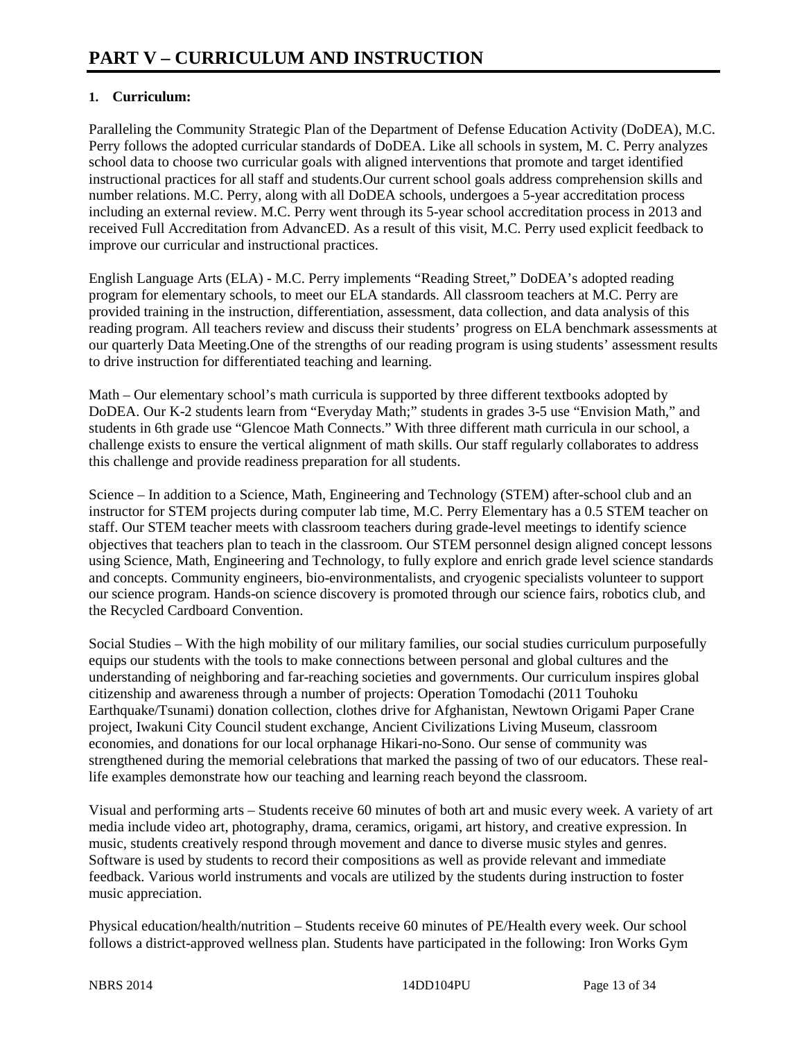# PART V – CURRICULUM AND INSTRUCTION

**1. Curriculum:**

Paralleling the Community Strategic Plan of the Department of Defense Education Activity (DoDEA), M.C. Perry follows the adopted curricular standards of DoDEA. Like all schools in system, M. C. Perry analyzes school data to choose two curricular goals with aligned interventions that promote and target identified instructional practices for all staff and students.Our current school goals address comprehension skills and number relations. M.C. Perry, along with all DoDEA schools, undergoes a 5-year accreditation process including an external review. M.C. Perry went through its 5-year school accreditation process in 2013 and received Full Accreditation from AdvancED. As a result of this visit, M.C. Perry used explicit feedback to improve our curricular and instructional practices.

English Language Arts (ELA) - M.C. Perry implements "Reading Street," DoDEA's adopted reading program for elementary schools, to meet our ELA standards. All classroom teachers at M.C. Perry are provided training in the instruction, differentiation, assessment, data collection, and data analysis of this reading program. All teachers review and discuss their students' progress on ELA benchmark assessments at our quarterly Data Meeting.One of the strengths of our reading program is using students' assessment results to drive instruction for differentiated teaching and learning.

Math – Our elementary school's math curricula is supported by three different textbooks adopted by DoDEA. Our K-2 students learn from "Everyday Math;" students in grades 3-5 use "Envision Math," and students in 6th grade use "Glencoe Math Connects." With three different math curricula in our school, a challenge exists to ensure the vertical alignment of math skills. Our staff regularly collaborates to address this challenge and provide readiness preparation for all students.

Science – In addition to a Science, Math, Engineering and Technology (STEM) after-school club and an instructor for STEM projects during computer lab time, M.C. Perry Elementary has a 0.5 STEM teacher on staff. Our STEM teacher meets with classroom teachers during grade-level meetings to identify science objectives that teachers plan to teach in the classroom. Our STEM personnel design aligned concept lessons using Science, Math, Engineering and Technology, to fully explore and enrich grade level science standards and concepts. Community engineers, bio-environmentalists, and cryogenic specialists volunteer to support our science program. Hands-on science discovery is promoted through our science fairs, robotics club, and the Recycled Cardboard Convention.

Social Studies – With the high mobility of our military families, our social studies curriculum purposefully equips our students with the tools to make connections between personal and global cultures and the understanding of neighboring and far-reaching societies and governments. Our curriculum inspires global citizenship and awareness through a number of projects: Operation Tomodachi (2011 Touhoku Earthquake/Tsunami) donation collection, clothes drive for Afghanistan, Newtown Origami Paper Crane project, Iwakuni City Council student exchange, Ancient Civilizations Living Museum, classroom economies, and donations for our local orphanage Hikari-no-Sono. Our sense of community was strengthened during the memorial celebrations that marked the passing of two of our educators. These real-life examples demonstrate how our teaching and learning reach beyond the classroom.

Visual and performing arts – Students receive 60 minutes of both art and music every week. A variety of art media include video art, photography, drama, ceramics, origami, art history, and creative expression. In music, students creatively respond through movement and dance to diverse music styles and genres. Software is used by students to record their compositions as well as provide relevant and immediate feedback. Various world instruments and vocals are utilized by the students during instruction to foster music appreciation.

Physical education/health/nutrition – Students receive 60 minutes of PE/Health every week. Our school follows a district-approved wellness plan. Students have participated in the following: Iron Works Gym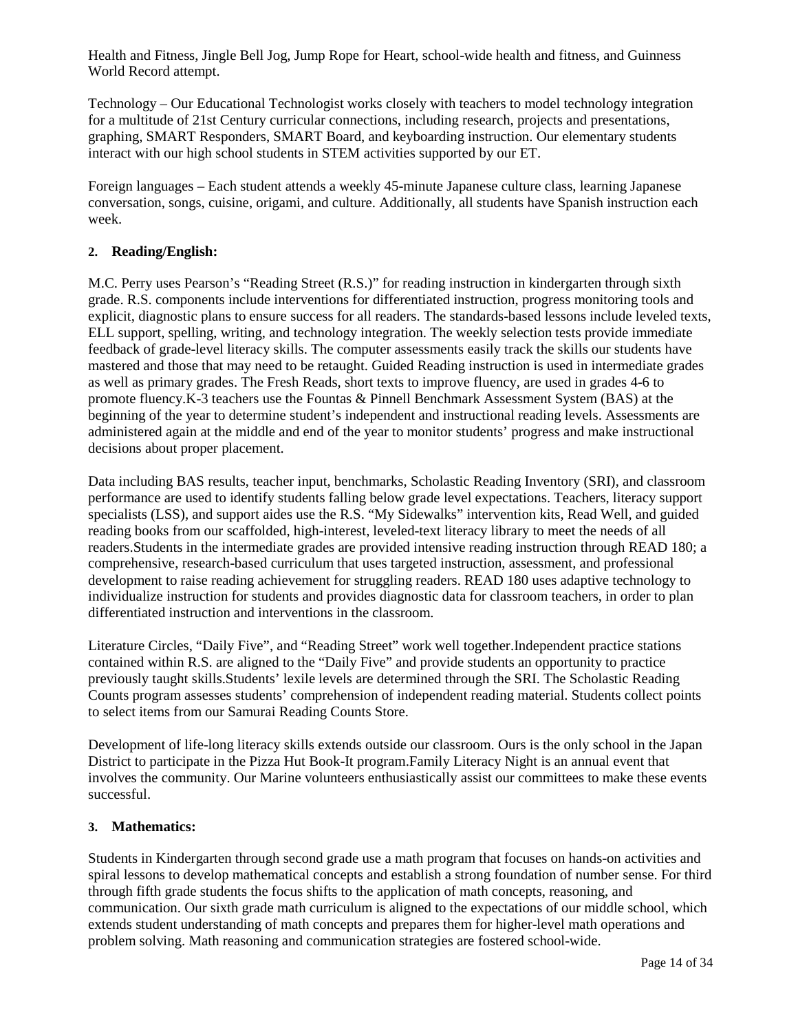Health and Fitness, Jingle Bell Jog, Jump Rope for Heart, school-wide health and fitness, and Guinness World Record attempt.

Technology – Our Educational Technologist works closely with teachers to model technology integration for a multitude of 21st Century curricular connections, including research, projects and presentations, graphing, SMART Responders, SMART Board, and keyboarding instruction. Our elementary students interact with our high school students in STEM activities supported by our ET.

Foreign languages – Each student attends a weekly 45-minute Japanese culture class, learning Japanese conversation, songs, cuisine, origami, and culture. Additionally, all students have Spanish instruction each week.

**2. Reading/English:**

M.C. Perry uses Pearson's "Reading Street (R.S.)" for reading instruction in kindergarten through sixth grade. R.S. components include interventions for differentiated instruction, progress monitoring tools and explicit, diagnostic plans to ensure success for all readers. The standards-based lessons include leveled texts, ELL support, spelling, writing, and technology integration. The weekly selection tests provide immediate feedback of grade-level literacy skills. The computer assessments easily track the skills our students have mastered and those that may need to be retaught. Guided Reading instruction is used in intermediate grades as well as primary grades. The Fresh Reads, short texts to improve fluency, are used in grades 4-6 to promote fluency.K-3 teachers use the Fountas & Pinnell Benchmark Assessment System (BAS) at the beginning of the year to determine student's independent and instructional reading levels. Assessments are administered again at the middle and end of the year to monitor students' progress and make instructional decisions about proper placement.

Data including BAS results, teacher input, benchmarks, Scholastic Reading Inventory (SRI), and classroom performance are used to identify students falling below grade level expectations. Teachers, literacy support specialists (LSS), and support aides use the R.S. "My Sidewalks" intervention kits, Read Well, and guided reading books from our scaffolded, high-interest, leveled-text literacy library to meet the needs of all readers.Students in the intermediate grades are provided intensive reading instruction through READ 180; a comprehensive, research-based curriculum that uses targeted instruction, assessment, and professional development to raise reading achievement for struggling readers. READ 180 uses adaptive technology to individualize instruction for students and provides diagnostic data for classroom teachers, in order to plan differentiated instruction and interventions in the classroom.

Literature Circles, "Daily Five", and "Reading Street" work well together.Independent practice stations contained within R.S. are aligned to the "Daily Five" and provide students an opportunity to practice previously taught skills.Students' lexile levels are determined through the SRI. The Scholastic Reading Counts program assesses students' comprehension of independent reading material. Students collect points to select items from our Samurai Reading Counts Store.

Development of life-long literacy skills extends outside our classroom. Ours is the only school in the Japan District to participate in the Pizza Hut Book-It program.Family Literacy Night is an annual event that involves the community. Our Marine volunteers enthusiastically assist our committees to make these events successful.

**3. Mathematics:**

Students in Kindergarten through second grade use a math program that focuses on hands-on activities and spiral lessons to develop mathematical concepts and establish a strong foundation of number sense. For third through fifth grade students the focus shifts to the application of math concepts, reasoning, and communication. Our sixth grade math curriculum is aligned to the expectations of our middle school, which extends student understanding of math concepts and prepares them for higher-level math operations and problem solving. Math reasoning and communication strategies are fostered school-wide.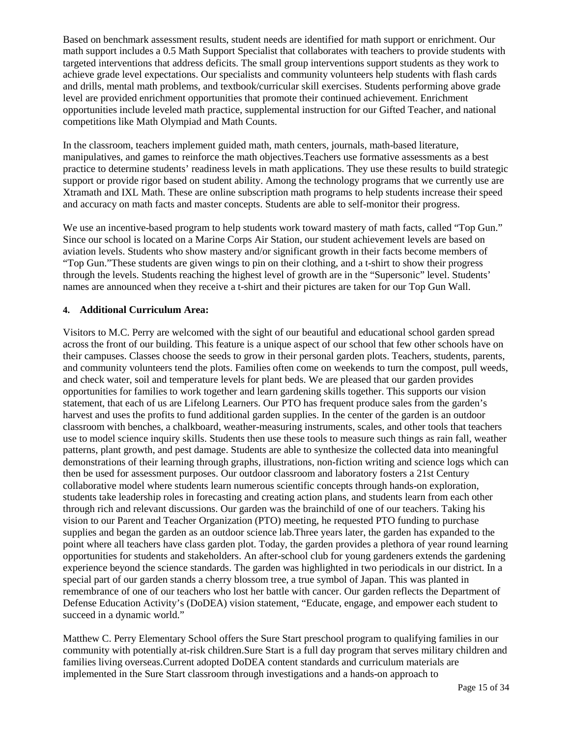Based on benchmark assessment results, student needs are identified for math support or enrichment. Our math support includes a 0.5 Math Support Specialist that collaborates with teachers to provide students with targeted interventions that address deficits. The small group interventions support students as they work to achieve grade level expectations. Our specialists and community volunteers help students with flash cards and drills, mental math problems, and textbook/curricular skill exercises. Students performing above grade level are provided enrichment opportunities that promote their continued achievement. Enrichment opportunities include leveled math practice, supplemental instruction for our Gifted Teacher, and national competitions like Math Olympiad and Math Counts.

In the classroom, teachers implement guided math, math centers, journals, math-based literature, manipulatives, and games to reinforce the math objectives.Teachers use formative assessments as a best practice to determine students' readiness levels in math applications. They use these results to build strategic support or provide rigor based on student ability. Among the technology programs that we currently use are Xtramath and IXL Math. These are online subscription math programs to help students increase their speed and accuracy on math facts and master concepts. Students are able to self-monitor their progress.

We use an incentive-based program to help students work toward mastery of math facts, called "Top Gun." Since our school is located on a Marine Corps Air Station, our student achievement levels are based on aviation levels. Students who show mastery and/or significant growth in their facts become members of "Top Gun."These students are given wings to pin on their clothing, and a t-shirt to show their progress through the levels. Students reaching the highest level of growth are in the "Supersonic" level. Students' names are announced when they receive a t-shirt and their pictures are taken for our Top Gun Wall.

#### 4. Additional Curriculum Area:

Visitors to M.C. Perry are welcomed with the sight of our beautiful and educational school garden spread across the front of our building. This feature is a unique aspect of our school that few other schools have on their campuses. Classes choose the seeds to grow in their personal garden plots. Teachers, students, parents, and community volunteers tend the plots. Families often come on weekends to turn the compost, pull weeds, and check water, soil and temperature levels for plant beds. We are pleased that our garden provides opportunities for families to work together and learn gardening skills together. This supports our vision statement, that each of us are Lifelong Learners. Our PTO has frequent produce sales from the garden's harvest and uses the profits to fund additional garden supplies. In the center of the garden is an outdoor classroom with benches, a chalkboard, weather-measuring instruments, scales, and other tools that teachers use to model science inquiry skills. Students then use these tools to measure such things as rain fall, weather patterns, plant growth, and pest damage. Students are able to synthesize the collected data into meaningful demonstrations of their learning through graphs, illustrations, non-fiction writing and science logs which can then be used for assessment purposes. Our outdoor classroom and laboratory fosters a 21st Century collaborative model where students learn numerous scientific concepts through hands-on exploration, students take leadership roles in forecasting and creating action plans, and students learn from each other through rich and relevant discussions. Our garden was the brainchild of one of our teachers. Taking his vision to our Parent and Teacher Organization (PTO) meeting, he requested PTO funding to purchase supplies and began the garden as an outdoor science lab.Three years later, the garden has expanded to the point where all teachers have class garden plot. Today, the garden provides a plethora of year round learning opportunities for students and stakeholders. An after-school club for young gardeners extends the gardening experience beyond the science standards. The garden was highlighted in two periodicals in our district. In a special part of our garden stands a cherry blossom tree, a true symbol of Japan. This was planted in remembrance of one of our teachers who lost her battle with cancer. Our garden reflects the Department of Defense Education Activity's (DoDEA) vision statement, "Educate, engage, and empower each student to succeed in a dynamic world."

Matthew C. Perry Elementary School offers the Sure Start preschool program to qualifying families in our community with potentially at-risk children.Sure Start is a full day program that serves military children and families living overseas.Current adopted DoDEA content standards and curriculum materials are implemented in the Sure Start classroom through investigations and a hands-on approach to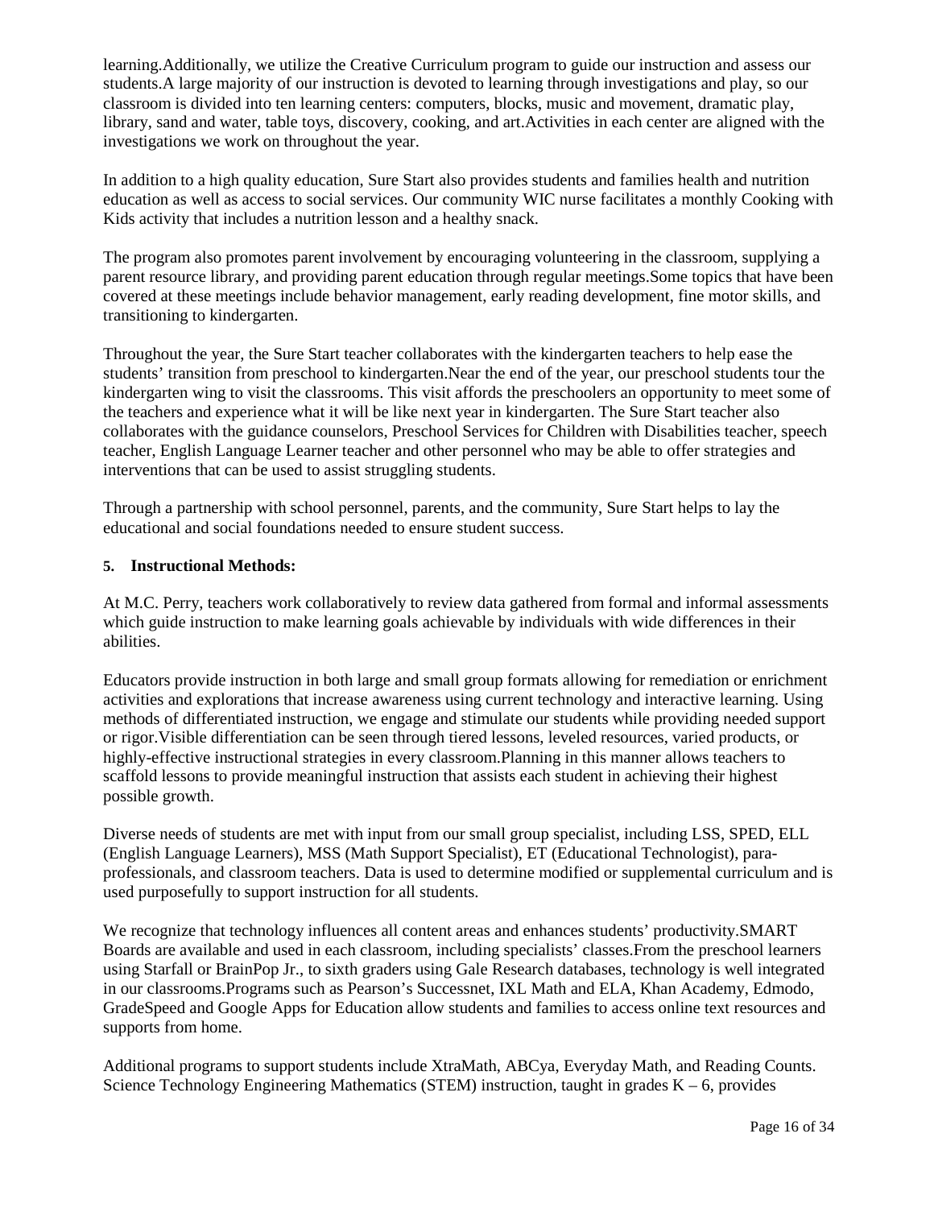learning.Additionally, we utilize the Creative Curriculum program to guide our instruction and assess our students.A large majority of our instruction is devoted to learning through investigations and play, so our classroom is divided into ten learning centers: computers, blocks, music and movement, dramatic play, library, sand and water, table toys, discovery, cooking, and art.Activities in each center are aligned with the investigations we work on throughout the year.

In addition to a high quality education, Sure Start also provides students and families health and nutrition education as well as access to social services. Our community WIC nurse facilitates a monthly Cooking with Kids activity that includes a nutrition lesson and a healthy snack.

The program also promotes parent involvement by encouraging volunteering in the classroom, supplying a parent resource library, and providing parent education through regular meetings.Some topics that have been covered at these meetings include behavior management, early reading development, fine motor skills, and transitioning to kindergarten.

Throughout the year, the Sure Start teacher collaborates with the kindergarten teachers to help ease the students' transition from preschool to kindergarten.Near the end of the year, our preschool students tour the kindergarten wing to visit the classrooms. This visit affords the preschoolers an opportunity to meet some of the teachers and experience what it will be like next year in kindergarten. The Sure Start teacher also collaborates with the guidance counselors, Preschool Services for Children with Disabilities teacher, speech teacher, English Language Learner teacher and other personnel who may be able to offer strategies and interventions that can be used to assist struggling students.

Through a partnership with school personnel, parents, and the community, Sure Start helps to lay the educational and social foundations needed to ensure student success.

**5. Instructional Methods:**

At M.C. Perry, teachers work collaboratively to review data gathered from formal and informal assessments which guide instruction to make learning goals achievable by individuals with wide differences in their abilities.

Educators provide instruction in both large and small group formats allowing for remediation or enrichment activities and explorations that increase awareness using current technology and interactive learning. Using methods of differentiated instruction, we engage and stimulate our students while providing needed support or rigor.Visible differentiation can be seen through tiered lessons, leveled resources, varied products, or highly-effective instructional strategies in every classroom.Planning in this manner allows teachers to scaffold lessons to provide meaningful instruction that assists each student in achieving their highest possible growth.

Diverse needs of students are met with input from our small group specialist, including LSS, SPED, ELL (English Language Learners), MSS (Math Support Specialist), ET (Educational Technologist), para-professionals, and classroom teachers. Data is used to determine modified or supplemental curriculum and is used purposefully to support instruction for all students.

We recognize that technology influences all content areas and enhances students' productivity.SMART Boards are available and used in each classroom, including specialists' classes.From the preschool learners using Starfall or BrainPop Jr., to sixth graders using Gale Research databases, technology is well integrated in our classrooms.Programs such as Pearson's Successnet, IXL Math and ELA, Khan Academy, Edmodo, GradeSpeed and Google Apps for Education allow students and families to access online text resources and supports from home.

Additional programs to support students include XtraMath, ABCya, Everyday Math, and Reading Counts. Science Technology Engineering Mathematics (STEM) instruction, taught in grades K – 6, provides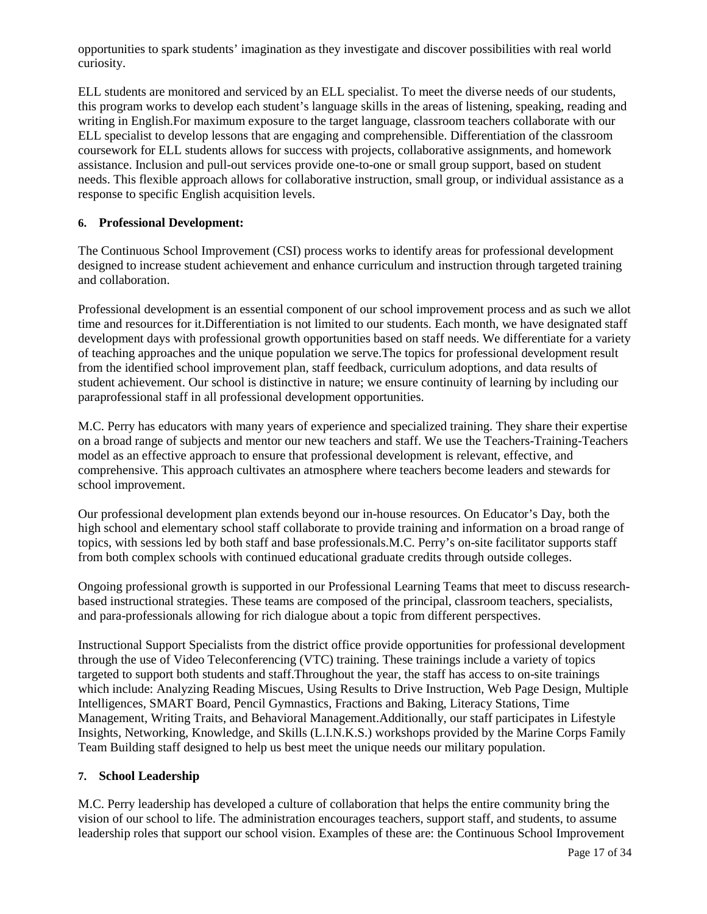opportunities to spark students' imagination as they investigate and discover possibilities with real world curiosity.

ELL students are monitored and serviced by an ELL specialist. To meet the diverse needs of our students, this program works to develop each student's language skills in the areas of listening, speaking, reading and writing in English.For maximum exposure to the target language, classroom teachers collaborate with our ELL specialist to develop lessons that are engaging and comprehensible. Differentiation of the classroom coursework for ELL students allows for success with projects, collaborative assignments, and homework assistance. Inclusion and pull-out services provide one-to-one or small group support, based on student needs. This flexible approach allows for collaborative instruction, small group, or individual assistance as a response to specific English acquisition levels.

### 6. Professional Development:

The Continuous School Improvement (CSI) process works to identify areas for professional development designed to increase student achievement and enhance curriculum and instruction through targeted training and collaboration.

Professional development is an essential component of our school improvement process and as such we allot time and resources for it.Differentiation is not limited to our students. Each month, we have designated staff development days with professional growth opportunities based on staff needs. We differentiate for a variety of teaching approaches and the unique population we serve.The topics for professional development result from the identified school improvement plan, staff feedback, curriculum adoptions, and data results of student achievement. Our school is distinctive in nature; we ensure continuity of learning by including our paraprofessional staff in all professional development opportunities.

M.C. Perry has educators with many years of experience and specialized training. They share their expertise on a broad range of subjects and mentor our new teachers and staff. We use the Teachers-Training-Teachers model as an effective approach to ensure that professional development is relevant, effective, and comprehensive. This approach cultivates an atmosphere where teachers become leaders and stewards for school improvement.

Our professional development plan extends beyond our in-house resources. On Educator's Day, both the high school and elementary school staff collaborate to provide training and information on a broad range of topics, with sessions led by both staff and base professionals.M.C. Perry's on-site facilitator supports staff from both complex schools with continued educational graduate credits through outside colleges.

Ongoing professional growth is supported in our Professional Learning Teams that meet to discuss research-based instructional strategies. These teams are composed of the principal, classroom teachers, specialists, and para-professionals allowing for rich dialogue about a topic from different perspectives.

Instructional Support Specialists from the district office provide opportunities for professional development through the use of Video Teleconferencing (VTC) training. These trainings include a variety of topics targeted to support both students and staff.Throughout the year, the staff has access to on-site trainings which include: Analyzing Reading Miscues, Using Results to Drive Instruction, Web Page Design, Multiple Intelligences, SMART Board, Pencil Gymnastics, Fractions and Baking, Literacy Stations, Time Management, Writing Traits, and Behavioral Management.Additionally, our staff participates in Lifestyle Insights, Networking, Knowledge, and Skills (L.I.N.K.S.) workshops provided by the Marine Corps Family Team Building staff designed to help us best meet the unique needs our military population.

### 7. School Leadership

M.C. Perry leadership has developed a culture of collaboration that helps the entire community bring the vision of our school to life. The administration encourages teachers, support staff, and students, to assume leadership roles that support our school vision. Examples of these are: the Continuous School Improvement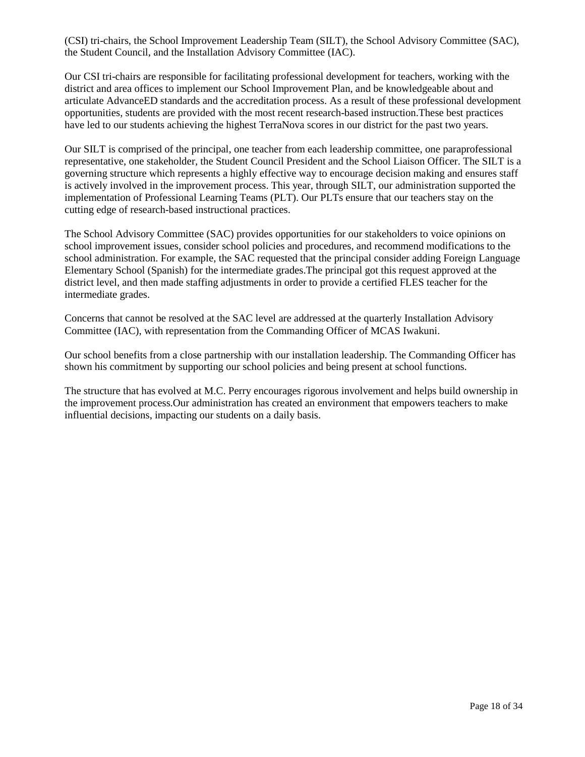(CSI) tri-chairs, the School Improvement Leadership Team (SILT), the School Advisory Committee (SAC), the Student Council, and the Installation Advisory Committee (IAC).

Our CSI tri-chairs are responsible for facilitating professional development for teachers, working with the district and area offices to implement our School Improvement Plan, and be knowledgeable about and articulate AdvanceED standards and the accreditation process. As a result of these professional development opportunities, students are provided with the most recent research-based instruction.These best practices have led to our students achieving the highest TerraNova scores in our district for the past two years.

Our SILT is comprised of the principal, one teacher from each leadership committee, one paraprofessional representative, one stakeholder, the Student Council President and the School Liaison Officer. The SILT is a governing structure which represents a highly effective way to encourage decision making and ensures staff is actively involved in the improvement process. This year, through SILT, our administration supported the implementation of Professional Learning Teams (PLT). Our PLTs ensure that our teachers stay on the cutting edge of research-based instructional practices.

The School Advisory Committee (SAC) provides opportunities for our stakeholders to voice opinions on school improvement issues, consider school policies and procedures, and recommend modifications to the school administration. For example, the SAC requested that the principal consider adding Foreign Language Elementary School (Spanish) for the intermediate grades.The principal got this request approved at the district level, and then made staffing adjustments in order to provide a certified FLES teacher for the intermediate grades.

Concerns that cannot be resolved at the SAC level are addressed at the quarterly Installation Advisory Committee (IAC), with representation from the Commanding Officer of MCAS Iwakuni.

Our school benefits from a close partnership with our installation leadership. The Commanding Officer has shown his commitment by supporting our school policies and being present at school functions.

The structure that has evolved at M.C. Perry encourages rigorous involvement and helps build ownership in the improvement process.Our administration has created an environment that empowers teachers to make influential decisions, impacting our students on a daily basis.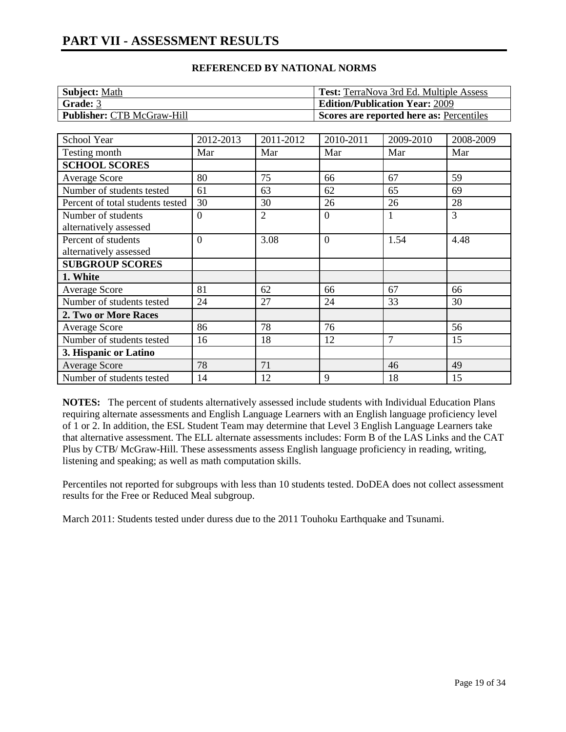# PART VII - ASSESSMENT RESULTS

### REFERENCED BY NATIONAL NORMS

| **Subject:** Math | **Test:** TerraNova 3rd Ed. Multiple Assess |
|---|---|
| **Grade:** 3 | **Edition/Publication Year:** 2009 |
| **Publisher:** CTB McGraw-Hill | **Scores are reported here as:** Percentiles |

| School Year | 2012-2013 | 2011-2012 | 2010-2011 | 2009-2010 | 2008-2009 |
|---|---|---|---|---|---|
| Testing month | Mar | Mar | Mar | Mar | Mar |
| **SCHOOL SCORES** | | | | | |
| Average Score | 80 | 75 | 66 | 67 | 59 |
| Number of students tested | 61 | 63 | 62 | 65 | 69 |
| Percent of total students tested | 30 | 30 | 26 | 26 | 28 |
| Number of students alternatively assessed | 0 | 2 | 0 | 1 | 3 |
| Percent of students alternatively assessed | 0 | 3.08 | 0 | 1.54 | 4.48 |
| **SUBGROUP SCORES** | | | | | |
| **1. White** | | | | | |
| Average Score | 81 | 62 | 66 | 67 | 66 |
| Number of students tested | 24 | 27 | 24 | 33 | 30 |
| **2. Two or More Races** | | | | | |
| Average Score | 86 | 78 | 76 | | 56 |
| Number of students tested | 16 | 18 | 12 | 7 | 15 |
| **3. Hispanic or Latino** | | | | | |
| Average Score | 78 | 71 | | 46 | 49 |
| Number of students tested | 14 | 12 | 9 | 18 | 15 |

**NOTES:** The percent of students alternatively assessed include students with Individual Education Plans requiring alternate assessments and English Language Learners with an English language proficiency level of 1 or 2. In addition, the ESL Student Team may determine that Level 3 English Language Learners take that alternative assessment. The ELL alternate assessments includes: Form B of the LAS Links and the CAT Plus by CTB/ McGraw-Hill. These assessments assess English language proficiency in reading, writing, listening and speaking; as well as math computation skills.

Percentiles not reported for subgroups with less than 10 students tested. DoDEA does not collect assessment results for the Free or Reduced Meal subgroup.

March 2011: Students tested under duress due to the 2011 Touhoku Earthquake and Tsunami.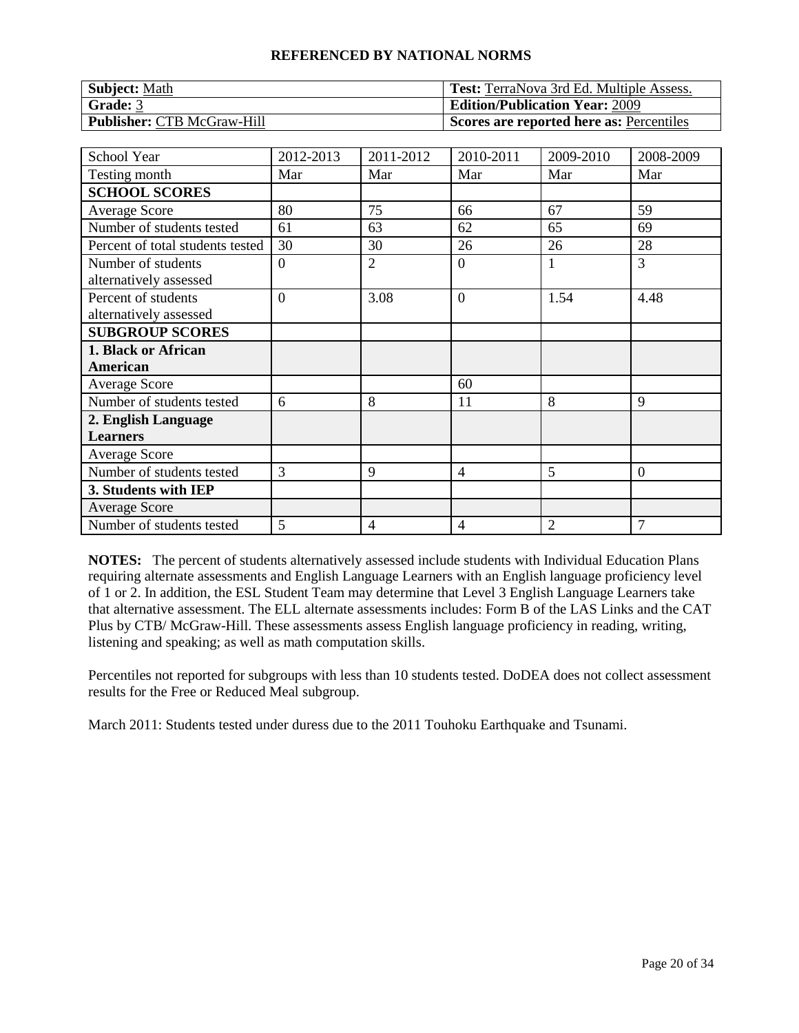**REFERENCED BY NATIONAL NORMS**

| **Subject:** Math | **Test:** TerraNova 3rd Ed. Multiple Assess. |
| --- | --- |
| **Grade:** 3 | **Edition/Publication Year:** 2009 |
| **Publisher:** CTB McGraw-Hill | **Scores are reported here as:** Percentiles |

| School Year | 2012-2013 | 2011-2012 | 2010-2011 | 2009-2010 | 2008-2009 |
| --- | --- | --- | --- | --- | --- |
| Testing month | Mar | Mar | Mar | Mar | Mar |
| **SCHOOL SCORES** | | | | | |
| Average Score | 80 | 75 | 66 | 67 | 59 |
| Number of students tested | 61 | 63 | 62 | 65 | 69 |
| Percent of total students tested | 30 | 30 | 26 | 26 | 28 |
| Number of students alternatively assessed | 0 | 2 | 0 | 1 | 3 |
| Percent of students alternatively assessed | 0 | 3.08 | 0 | 1.54 | 4.48 |
| **SUBGROUP SCORES** | | | | | |
| **1. Black or African American** | | | | | |
| Average Score | | | 60 | | |
| Number of students tested | 6 | 8 | 11 | 8 | 9 |
| **2. English Language Learners** | | | | | |
| Average Score | | | | | |
| Number of students tested | 3 | 9 | 4 | 5 | 0 |
| **3. Students with IEP** | | | | | |
| Average Score | | | | | |
| Number of students tested | 5 | 4 | 4 | 2 | 7 |

**NOTES:** The percent of students alternatively assessed include students with Individual Education Plans requiring alternate assessments and English Language Learners with an English language proficiency level of 1 or 2. In addition, the ESL Student Team may determine that Level 3 English Language Learners take that alternative assessment. The ELL alternate assessments includes: Form B of the LAS Links and the CAT Plus by CTB/ McGraw-Hill. These assessments assess English language proficiency in reading, writing, listening and speaking; as well as math computation skills.

Percentiles not reported for subgroups with less than 10 students tested. DoDEA does not collect assessment results for the Free or Reduced Meal subgroup.

March 2011: Students tested under duress due to the 2011 Touhoku Earthquake and Tsunami.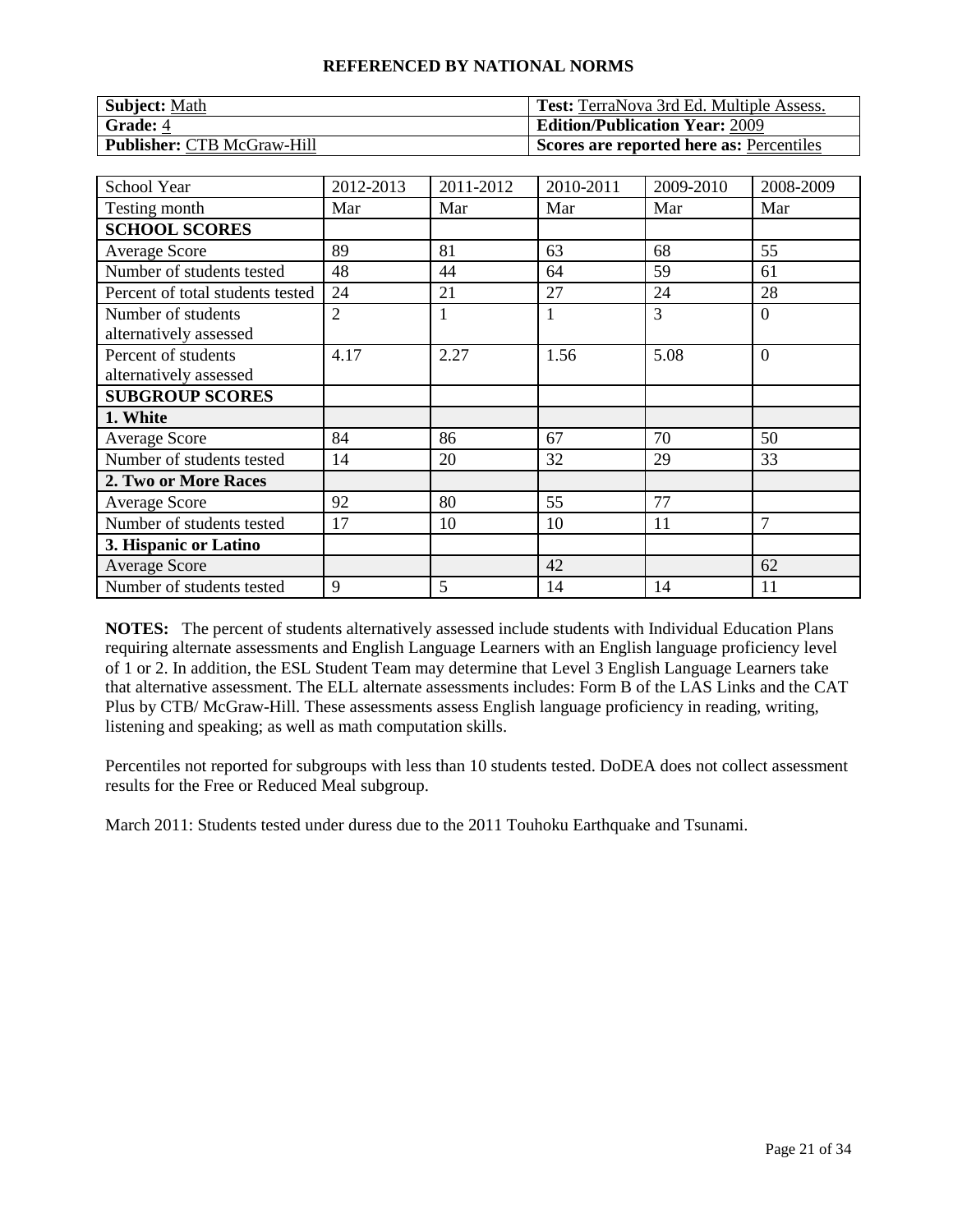**REFERENCED BY NATIONAL NORMS**

| **Subject:** Math | **Test:** TerraNova 3rd Ed. Multiple Assess. |
|---|---|
| **Grade:** 4 | **Edition/Publication Year:** 2009 |
| **Publisher:** CTB McGraw-Hill | **Scores are reported here as:** Percentiles |

| School Year | 2012-2013 | 2011-2012 | 2010-2011 | 2009-2010 | 2008-2009 |
|---|---|---|---|---|---|
| Testing month | Mar | Mar | Mar | Mar | Mar |
| **SCHOOL SCORES** | | | | | |
| Average Score | 89 | 81 | 63 | 68 | 55 |
| Number of students tested | 48 | 44 | 64 | 59 | 61 |
| Percent of total students tested | 24 | 21 | 27 | 24 | 28 |
| Number of students alternatively assessed | 2 | 1 | 1 | 3 | 0 |
| Percent of students alternatively assessed | 4.17 | 2.27 | 1.56 | 5.08 | 0 |
| **SUBGROUP SCORES** | | | | | |
| **1. White** | | | | | |
| Average Score | 84 | 86 | 67 | 70 | 50 |
| Number of students tested | 14 | 20 | 32 | 29 | 33 |
| **2. Two or More Races** | | | | | |
| Average Score | 92 | 80 | 55 | 77 | |
| Number of students tested | 17 | 10 | 10 | 11 | 7 |
| **3. Hispanic or Latino** | | | | | |
| Average Score | | | 42 | | 62 |
| Number of students tested | 9 | 5 | 14 | 14 | 11 |

**NOTES:** The percent of students alternatively assessed include students with Individual Education Plans requiring alternate assessments and English Language Learners with an English language proficiency level of 1 or 2. In addition, the ESL Student Team may determine that Level 3 English Language Learners take that alternative assessment. The ELL alternate assessments includes: Form B of the LAS Links and the CAT Plus by CTB/ McGraw-Hill. These assessments assess English language proficiency in reading, writing, listening and speaking; as well as math computation skills.

Percentiles not reported for subgroups with less than 10 students tested. DoDEA does not collect assessment results for the Free or Reduced Meal subgroup.

March 2011: Students tested under duress due to the 2011 Touhoku Earthquake and Tsunami.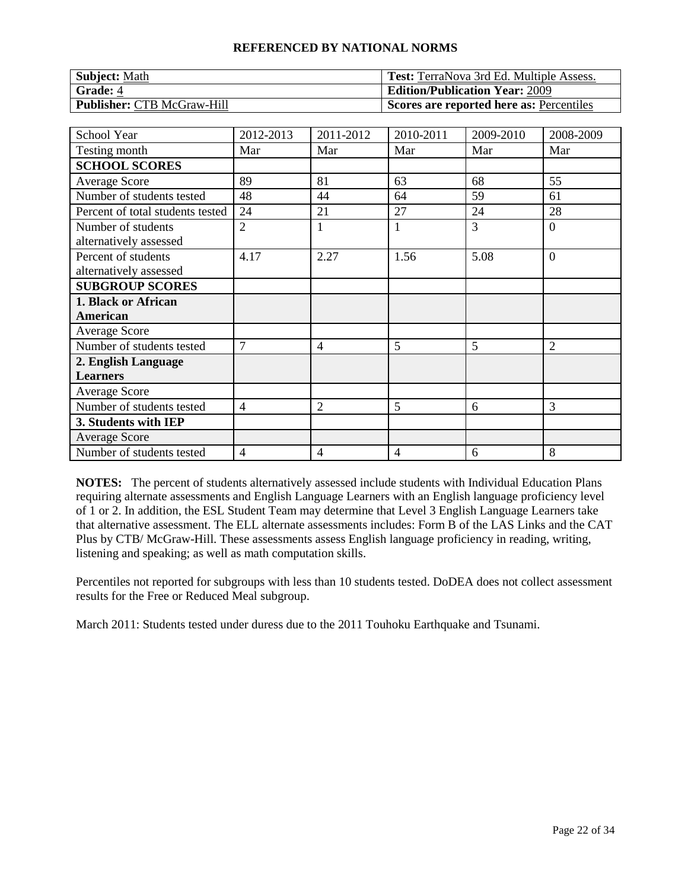# REFERENCED BY NATIONAL NORMS

| **Subject:** Math | **Test:** TerraNova 3rd Ed. Multiple Assess. |
|---|---|
| **Grade:** 4 | **Edition/Publication Year:** 2009 |
| **Publisher:** CTB McGraw-Hill | **Scores are reported here as:** Percentiles |

| School Year | 2012-2013 | 2011-2012 | 2010-2011 | 2009-2010 | 2008-2009 |
|---|---|---|---|---|---|
| Testing month | Mar | Mar | Mar | Mar | Mar |
| **SCHOOL SCORES** | | | | | |
| Average Score | 89 | 81 | 63 | 68 | 55 |
| Number of students tested | 48 | 44 | 64 | 59 | 61 |
| Percent of total students tested | 24 | 21 | 27 | 24 | 28 |
| Number of students alternatively assessed | 2 | 1 | 1 | 3 | 0 |
| Percent of students alternatively assessed | 4.17 | 2.27 | 1.56 | 5.08 | 0 |
| **SUBGROUP SCORES** | | | | | |
| **1. Black or African American** | | | | | |
| Average Score | | | | | |
| Number of students tested | 7 | 4 | 5 | 5 | 2 |
| **2. English Language Learners** | | | | | |
| Average Score | | | | | |
| Number of students tested | 4 | 2 | 5 | 6 | 3 |
| **3. Students with IEP** | | | | | |
| Average Score | | | | | |
| Number of students tested | 4 | 4 | 4 | 6 | 8 |

**NOTES:** The percent of students alternatively assessed include students with Individual Education Plans requiring alternate assessments and English Language Learners with an English language proficiency level of 1 or 2. In addition, the ESL Student Team may determine that Level 3 English Language Learners take that alternative assessment. The ELL alternate assessments includes: Form B of the LAS Links and the CAT Plus by CTB/ McGraw-Hill. These assessments assess English language proficiency in reading, writing, listening and speaking; as well as math computation skills.

Percentiles not reported for subgroups with less than 10 students tested. DoDEA does not collect assessment results for the Free or Reduced Meal subgroup.

March 2011: Students tested under duress due to the 2011 Touhoku Earthquake and Tsunami.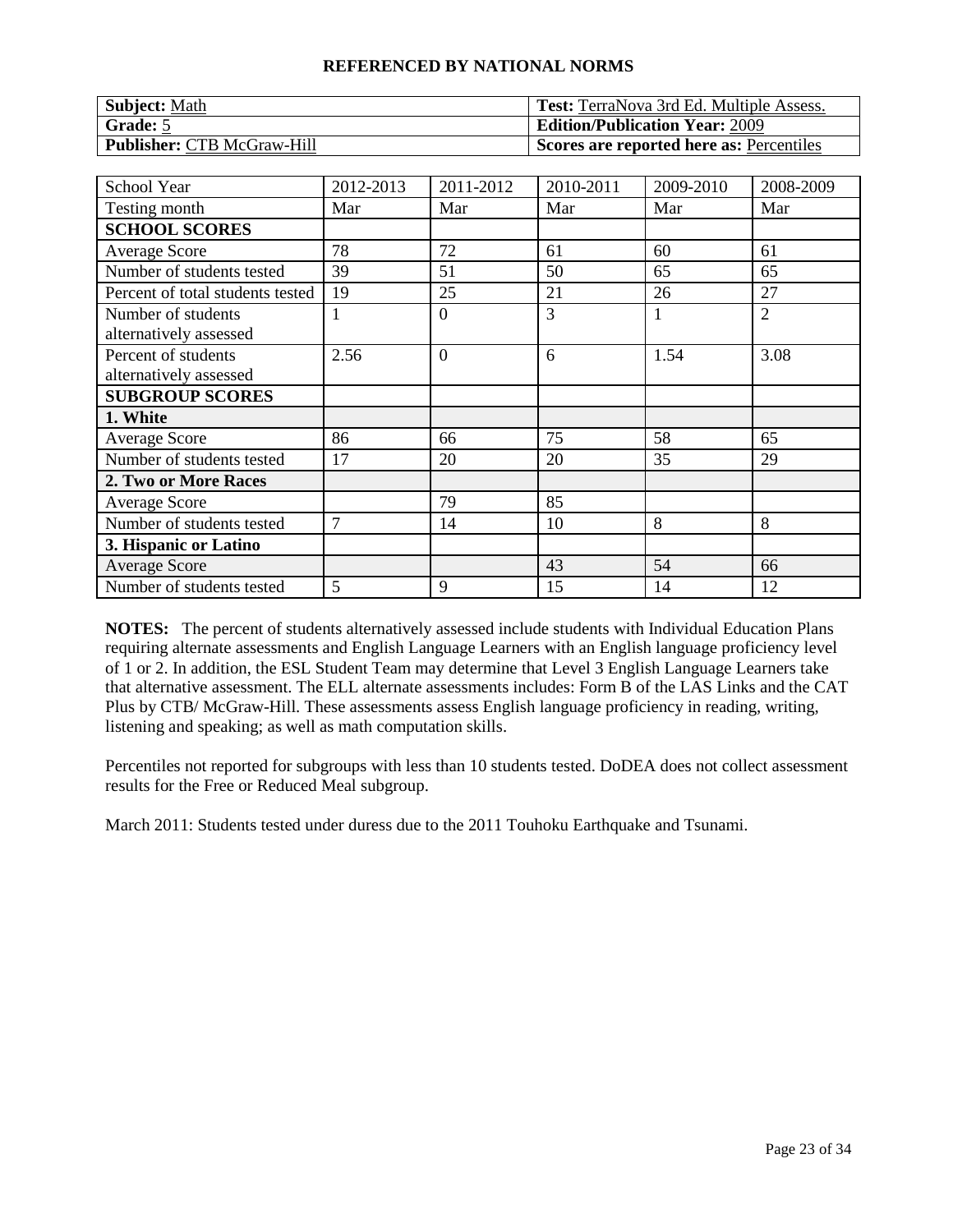**REFERENCED BY NATIONAL NORMS**

| **Subject:** Math | **Test:** TerraNova 3rd Ed. Multiple Assess. |
|---|---|
| **Grade:** 5 | **Edition/Publication Year:** 2009 |
| **Publisher:** CTB McGraw-Hill | **Scores are reported here as:** Percentiles |

| School Year | 2012-2013 | 2011-2012 | 2010-2011 | 2009-2010 | 2008-2009 |
|---|---|---|---|---|---|
| Testing month | Mar | Mar | Mar | Mar | Mar |
| **SCHOOL SCORES** | | | | | |
| Average Score | 78 | 72 | 61 | 60 | 61 |
| Number of students tested | 39 | 51 | 50 | 65 | 65 |
| Percent of total students tested | 19 | 25 | 21 | 26 | 27 |
| Number of students alternatively assessed | 1 | 0 | 3 | 1 | 2 |
| Percent of students alternatively assessed | 2.56 | 0 | 6 | 1.54 | 3.08 |
| **SUBGROUP SCORES** | | | | | |
| **1. White** | | | | | |
| Average Score | 86 | 66 | 75 | 58 | 65 |
| Number of students tested | 17 | 20 | 20 | 35 | 29 |
| **2. Two or More Races** | | | | | |
| Average Score | | 79 | 85 | | |
| Number of students tested | 7 | 14 | 10 | 8 | 8 |
| **3. Hispanic or Latino** | | | | | |
| Average Score | | | 43 | 54 | 66 |
| Number of students tested | 5 | 9 | 15 | 14 | 12 |

**NOTES:** The percent of students alternatively assessed include students with Individual Education Plans requiring alternate assessments and English Language Learners with an English language proficiency level of 1 or 2. In addition, the ESL Student Team may determine that Level 3 English Language Learners take that alternative assessment. The ELL alternate assessments includes: Form B of the LAS Links and the CAT Plus by CTB/ McGraw-Hill. These assessments assess English language proficiency in reading, writing, listening and speaking; as well as math computation skills.

Percentiles not reported for subgroups with less than 10 students tested. DoDEA does not collect assessment results for the Free or Reduced Meal subgroup.

March 2011: Students tested under duress due to the 2011 Touhoku Earthquake and Tsunami.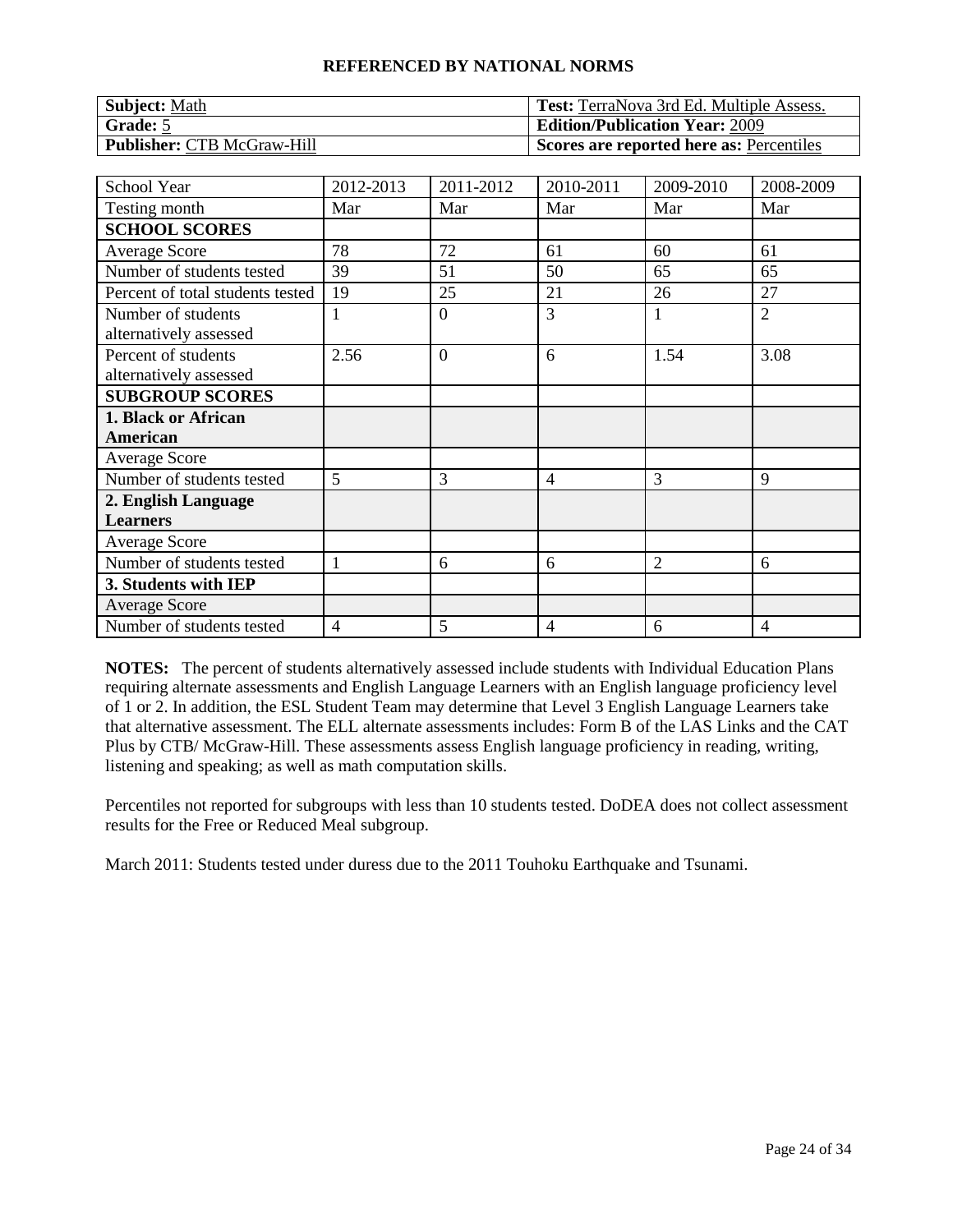## REFERENCED BY NATIONAL NORMS

| **Subject:** Math | **Test:** TerraNova 3rd Ed. Multiple Assess. |
|---|---|
| **Grade:** 5 | **Edition/Publication Year:** 2009 |
| **Publisher:** CTB McGraw-Hill | **Scores are reported here as:** Percentiles |

| School Year | 2012-2013 | 2011-2012 | 2010-2011 | 2009-2010 | 2008-2009 |
|---|---|---|---|---|---|
| Testing month | Mar | Mar | Mar | Mar | Mar |
| **SCHOOL SCORES** | | | | | |
| Average Score | 78 | 72 | 61 | 60 | 61 |
| Number of students tested | 39 | 51 | 50 | 65 | 65 |
| Percent of total students tested | 19 | 25 | 21 | 26 | 27 |
| Number of students alternatively assessed | 1 | 0 | 3 | 1 | 2 |
| Percent of students alternatively assessed | 2.56 | 0 | 6 | 1.54 | 3.08 |
| **SUBGROUP SCORES** | | | | | |
| **1. Black or African American** | | | | | |
| Average Score | | | | | |
| Number of students tested | 5 | 3 | 4 | 3 | 9 |
| **2. English Language Learners** | | | | | |
| Average Score | | | | | |
| Number of students tested | 1 | 6 | 6 | 2 | 6 |
| **3. Students with IEP** | | | | | |
| Average Score | | | | | |
| Number of students tested | 4 | 5 | 4 | 6 | 4 |

**NOTES:** The percent of students alternatively assessed include students with Individual Education Plans requiring alternate assessments and English Language Learners with an English language proficiency level of 1 or 2. In addition, the ESL Student Team may determine that Level 3 English Language Learners take that alternative assessment. The ELL alternate assessments includes: Form B of the LAS Links and the CAT Plus by CTB/ McGraw-Hill. These assessments assess English language proficiency in reading, writing, listening and speaking; as well as math computation skills.

Percentiles not reported for subgroups with less than 10 students tested. DoDEA does not collect assessment results for the Free or Reduced Meal subgroup.

March 2011: Students tested under duress due to the 2011 Touhoku Earthquake and Tsunami.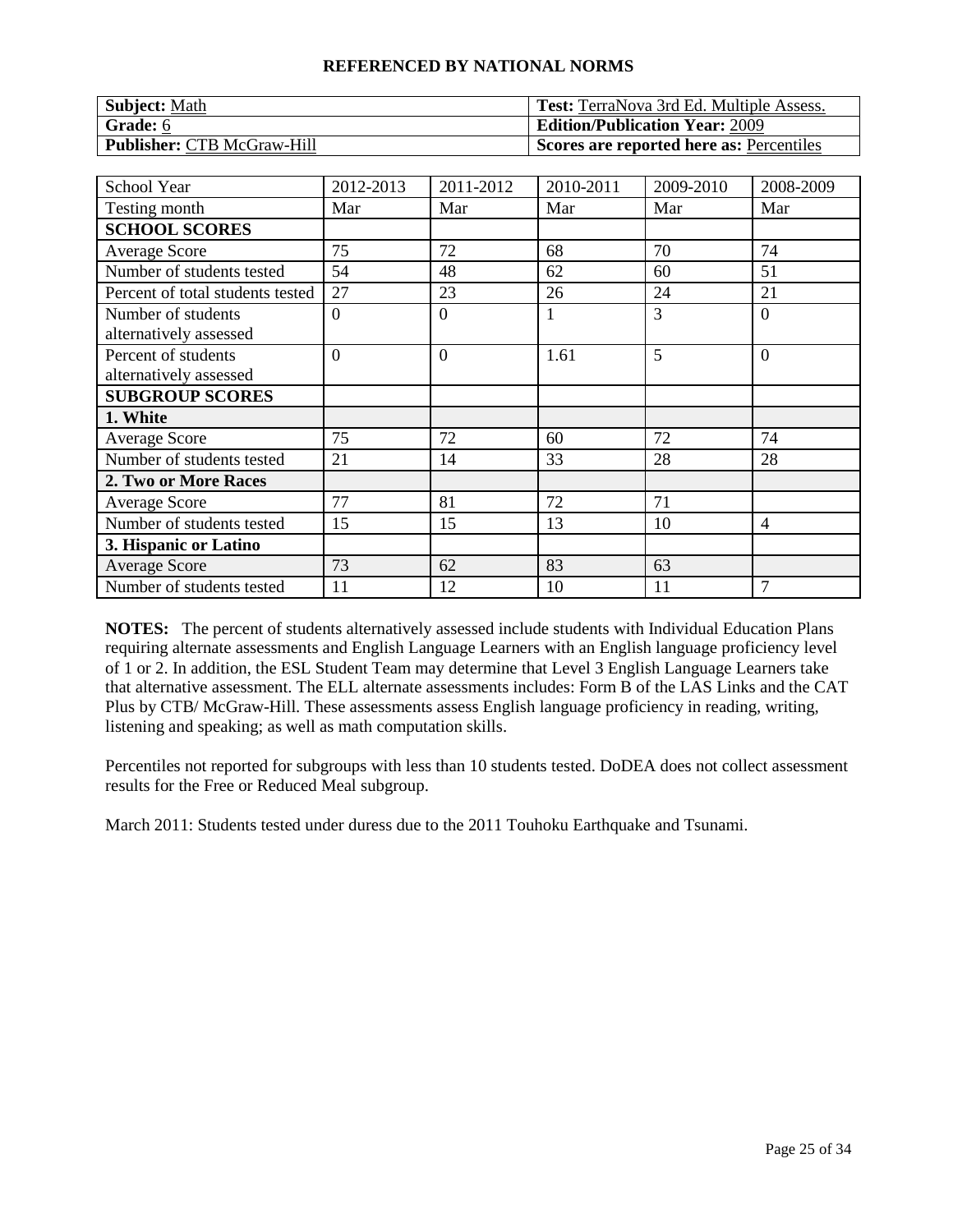**REFERENCED BY NATIONAL NORMS**

| **Subject:** Math | **Test:** TerraNova 3rd Ed. Multiple Assess. |
|---|---|
| **Grade:** 6 | **Edition/Publication Year:** 2009 |
| **Publisher:** CTB McGraw-Hill | **Scores are reported here as:** Percentiles |

| School Year | 2012-2013 | 2011-2012 | 2010-2011 | 2009-2010 | 2008-2009 |
|---|---|---|---|---|---|
| Testing month | Mar | Mar | Mar | Mar | Mar |
| **SCHOOL SCORES** | | | | | |
| Average Score | 75 | 72 | 68 | 70 | 74 |
| Number of students tested | 54 | 48 | 62 | 60 | 51 |
| Percent of total students tested | 27 | 23 | 26 | 24 | 21 |
| Number of students alternatively assessed | 0 | 0 | 1 | 3 | 0 |
| Percent of students alternatively assessed | 0 | 0 | 1.61 | 5 | 0 |
| **SUBGROUP SCORES** | | | | | |
| **1. White** | | | | | |
| Average Score | 75 | 72 | 60 | 72 | 74 |
| Number of students tested | 21 | 14 | 33 | 28 | 28 |
| **2. Two or More Races** | | | | | |
| Average Score | 77 | 81 | 72 | 71 | |
| Number of students tested | 15 | 15 | 13 | 10 | 4 |
| **3. Hispanic or Latino** | | | | | |
| Average Score | 73 | 62 | 83 | 63 | |
| Number of students tested | 11 | 12 | 10 | 11 | 7 |

**NOTES:** The percent of students alternatively assessed include students with Individual Education Plans requiring alternate assessments and English Language Learners with an English language proficiency level of 1 or 2. In addition, the ESL Student Team may determine that Level 3 English Language Learners take that alternative assessment. The ELL alternate assessments includes: Form B of the LAS Links and the CAT Plus by CTB/ McGraw-Hill. These assessments assess English language proficiency in reading, writing, listening and speaking; as well as math computation skills.

Percentiles not reported for subgroups with less than 10 students tested. DoDEA does not collect assessment results for the Free or Reduced Meal subgroup.

March 2011: Students tested under duress due to the 2011 Touhoku Earthquake and Tsunami.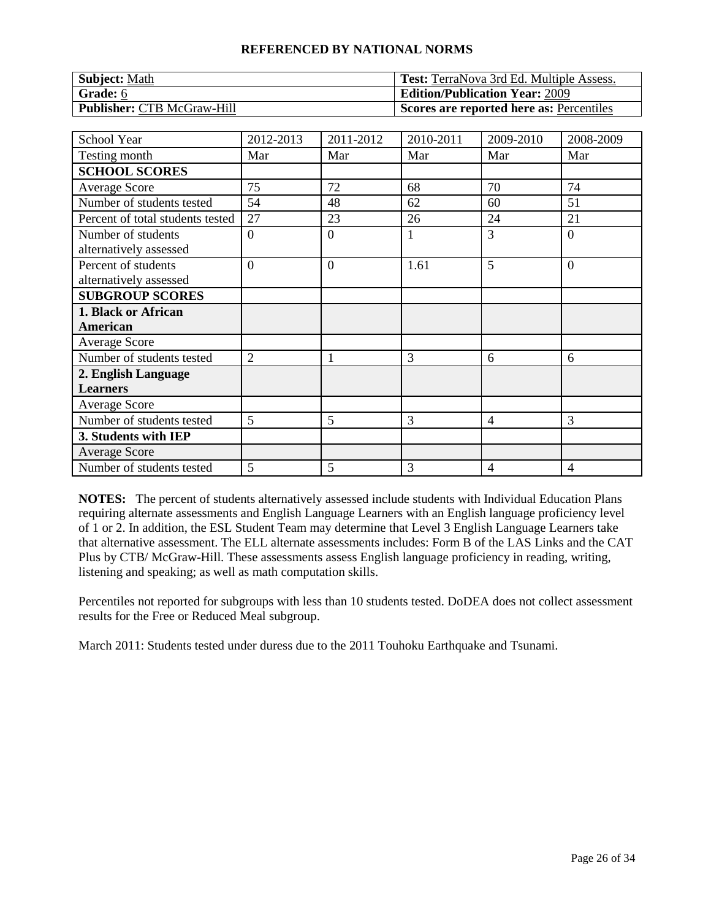## REFERENCED BY NATIONAL NORMS

| **Subject:** Math | **Test:** TerraNova 3rd Ed. Multiple Assess. |
|---|---|
| **Grade:** 6 | **Edition/Publication Year:** 2009 |
| **Publisher:** CTB McGraw-Hill | **Scores are reported here as:** Percentiles |

| School Year | 2012-2013 | 2011-2012 | 2010-2011 | 2009-2010 | 2008-2009 |
|---|---|---|---|---|---|
| Testing month | Mar | Mar | Mar | Mar | Mar |
| **SCHOOL SCORES** | | | | | |
| Average Score | 75 | 72 | 68 | 70 | 74 |
| Number of students tested | 54 | 48 | 62 | 60 | 51 |
| Percent of total students tested | 27 | 23 | 26 | 24 | 21 |
| Number of students alternatively assessed | 0 | 0 | 1 | 3 | 0 |
| Percent of students alternatively assessed | 0 | 0 | 1.61 | 5 | 0 |
| **SUBGROUP SCORES** | | | | | |
| **1. Black or African American** | | | | | |
| Average Score | | | | | |
| Number of students tested | 2 | 1 | 3 | 6 | 6 |
| **2. English Language Learners** | | | | | |
| Average Score | | | | | |
| Number of students tested | 5 | 5 | 3 | 4 | 3 |
| **3. Students with IEP** | | | | | |
| Average Score | | | | | |
| Number of students tested | 5 | 5 | 3 | 4 | 4 |

**NOTES:** The percent of students alternatively assessed include students with Individual Education Plans requiring alternate assessments and English Language Learners with an English language proficiency level of 1 or 2. In addition, the ESL Student Team may determine that Level 3 English Language Learners take that alternative assessment. The ELL alternate assessments includes: Form B of the LAS Links and the CAT Plus by CTB/ McGraw-Hill. These assessments assess English language proficiency in reading, writing, listening and speaking; as well as math computation skills.

Percentiles not reported for subgroups with less than 10 students tested. DoDEA does not collect assessment results for the Free or Reduced Meal subgroup.

March 2011: Students tested under duress due to the 2011 Touhoku Earthquake and Tsunami.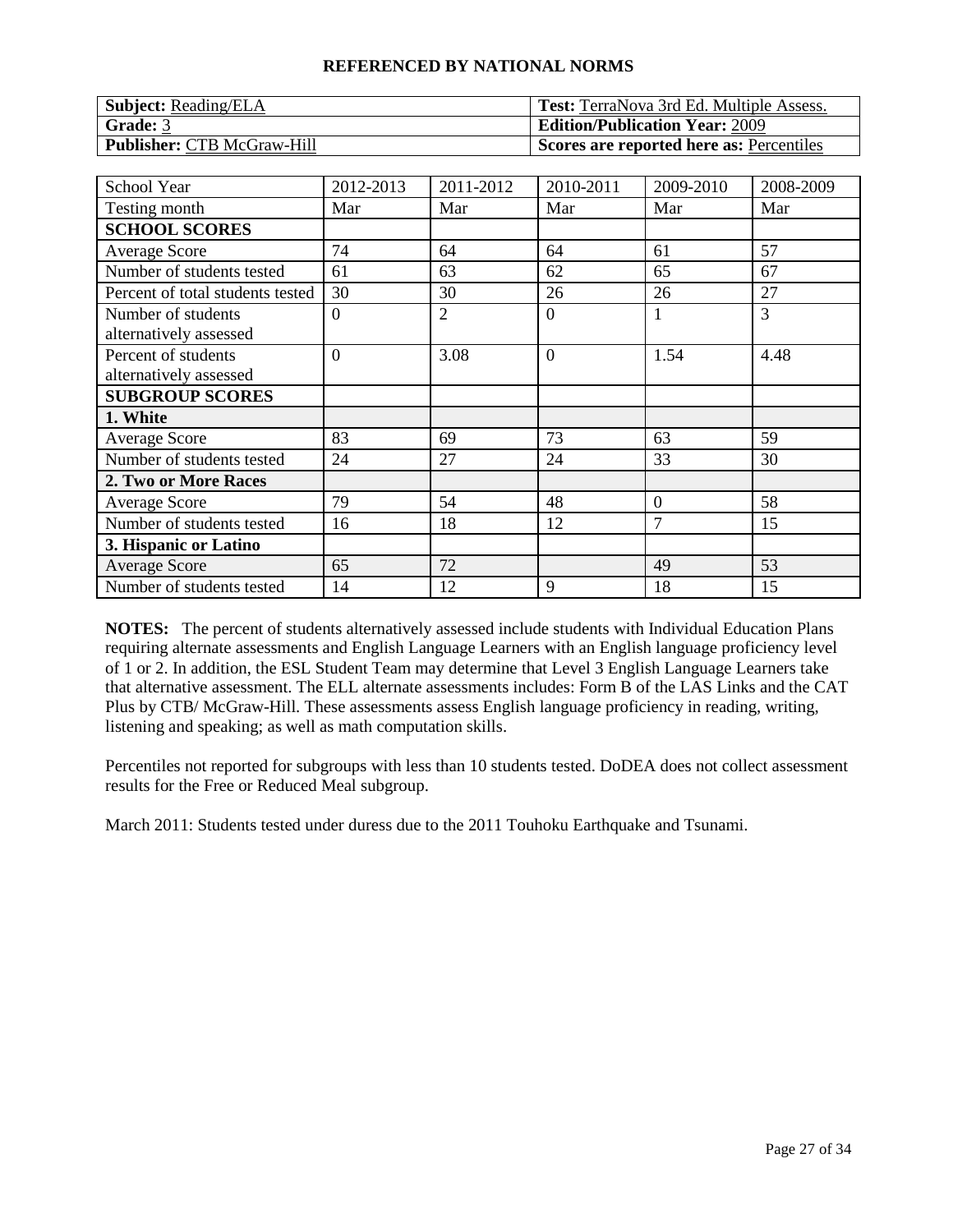## REFERENCED BY NATIONAL NORMS

| **Subject:** Reading/ELA | **Test:** TerraNova 3rd Ed. Multiple Assess. |
|---|---|
| **Grade:** 3 | **Edition/Publication Year:** 2009 |
| **Publisher:** CTB McGraw-Hill | **Scores are reported here as:** Percentiles |

| School Year | 2012-2013 | 2011-2012 | 2010-2011 | 2009-2010 | 2008-2009 |
|---|---|---|---|---|---|
| Testing month | Mar | Mar | Mar | Mar | Mar |
| **SCHOOL SCORES** | | | | | |
| Average Score | 74 | 64 | 64 | 61 | 57 |
| Number of students tested | 61 | 63 | 62 | 65 | 67 |
| Percent of total students tested | 30 | 30 | 26 | 26 | 27 |
| Number of students alternatively assessed | 0 | 2 | 0 | 1 | 3 |
| Percent of students alternatively assessed | 0 | 3.08 | 0 | 1.54 | 4.48 |
| **SUBGROUP SCORES** | | | | | |
| **1. White** | | | | | |
| Average Score | 83 | 69 | 73 | 63 | 59 |
| Number of students tested | 24 | 27 | 24 | 33 | 30 |
| **2. Two or More Races** | | | | | |
| Average Score | 79 | 54 | 48 | 0 | 58 |
| Number of students tested | 16 | 18 | 12 | 7 | 15 |
| **3. Hispanic or Latino** | | | | | |
| Average Score | 65 | 72 | | 49 | 53 |
| Number of students tested | 14 | 12 | 9 | 18 | 15 |

**NOTES:** The percent of students alternatively assessed include students with Individual Education Plans requiring alternate assessments and English Language Learners with an English language proficiency level of 1 or 2. In addition, the ESL Student Team may determine that Level 3 English Language Learners take that alternative assessment. The ELL alternate assessments includes: Form B of the LAS Links and the CAT Plus by CTB/ McGraw-Hill. These assessments assess English language proficiency in reading, writing, listening and speaking; as well as math computation skills.

Percentiles not reported for subgroups with less than 10 students tested. DoDEA does not collect assessment results for the Free or Reduced Meal subgroup.

March 2011: Students tested under duress due to the 2011 Touhoku Earthquake and Tsunami.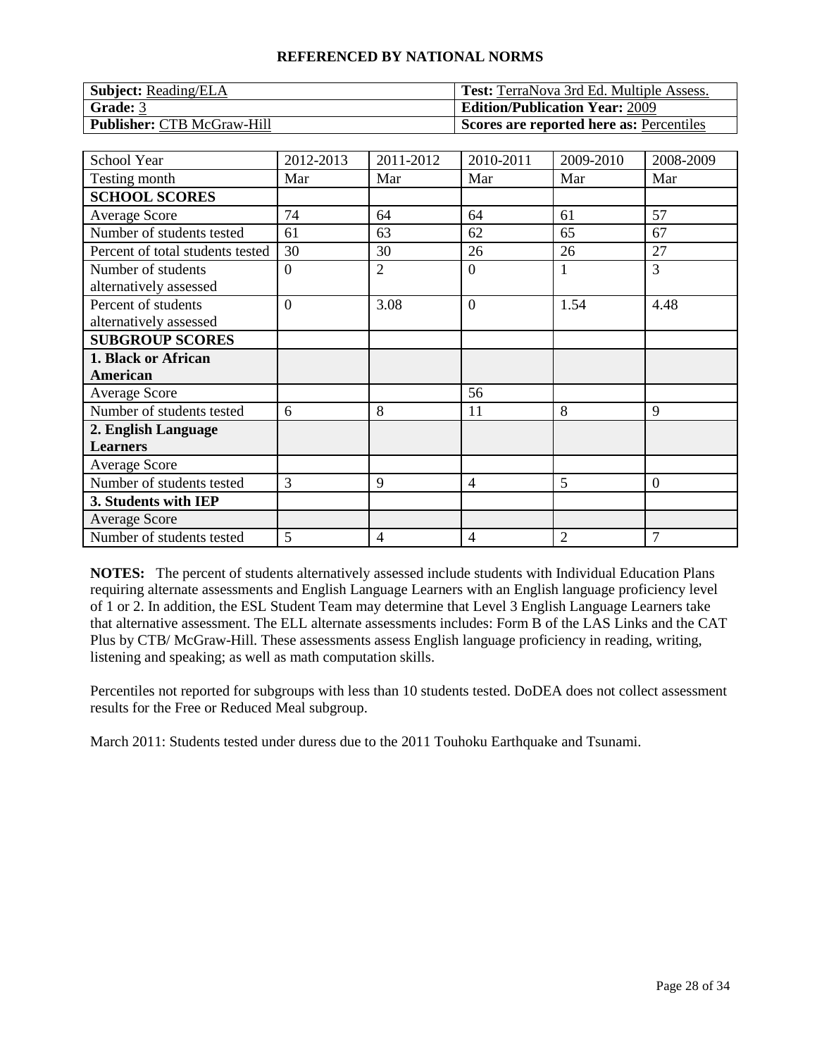## REFERENCED BY NATIONAL NORMS

| **Subject:** Reading/ELA | **Test:** TerraNova 3rd Ed. Multiple Assess. |
|---|---|
| **Grade:** 3 | **Edition/Publication Year:** 2009 |
| **Publisher:** CTB McGraw-Hill | **Scores are reported here as:** Percentiles |

| School Year | 2012-2013 | 2011-2012 | 2010-2011 | 2009-2010 | 2008-2009 |
|---|---|---|---|---|---|
| Testing month | Mar | Mar | Mar | Mar | Mar |
| **SCHOOL SCORES** | | | | | |
| Average Score | 74 | 64 | 64 | 61 | 57 |
| Number of students tested | 61 | 63 | 62 | 65 | 67 |
| Percent of total students tested | 30 | 30 | 26 | 26 | 27 |
| Number of students alternatively assessed | 0 | 2 | 0 | 1 | 3 |
| Percent of students alternatively assessed | 0 | 3.08 | 0 | 1.54 | 4.48 |
| **SUBGROUP SCORES** | | | | | |
| **1. Black or African American** | | | | | |
| Average Score | | | 56 | | |
| Number of students tested | 6 | 8 | 11 | 8 | 9 |
| **2. English Language Learners** | | | | | |
| Average Score | | | | | |
| Number of students tested | 3 | 9 | 4 | 5 | 0 |
| **3. Students with IEP** | | | | | |
| Average Score | | | | | |
| Number of students tested | 5 | 4 | 4 | 2 | 7 |

**NOTES:** The percent of students alternatively assessed include students with Individual Education Plans requiring alternate assessments and English Language Learners with an English language proficiency level of 1 or 2. In addition, the ESL Student Team may determine that Level 3 English Language Learners take that alternative assessment. The ELL alternate assessments includes: Form B of the LAS Links and the CAT Plus by CTB/ McGraw-Hill. These assessments assess English language proficiency in reading, writing, listening and speaking; as well as math computation skills.

Percentiles not reported for subgroups with less than 10 students tested. DoDEA does not collect assessment results for the Free or Reduced Meal subgroup.

March 2011: Students tested under duress due to the 2011 Touhoku Earthquake and Tsunami.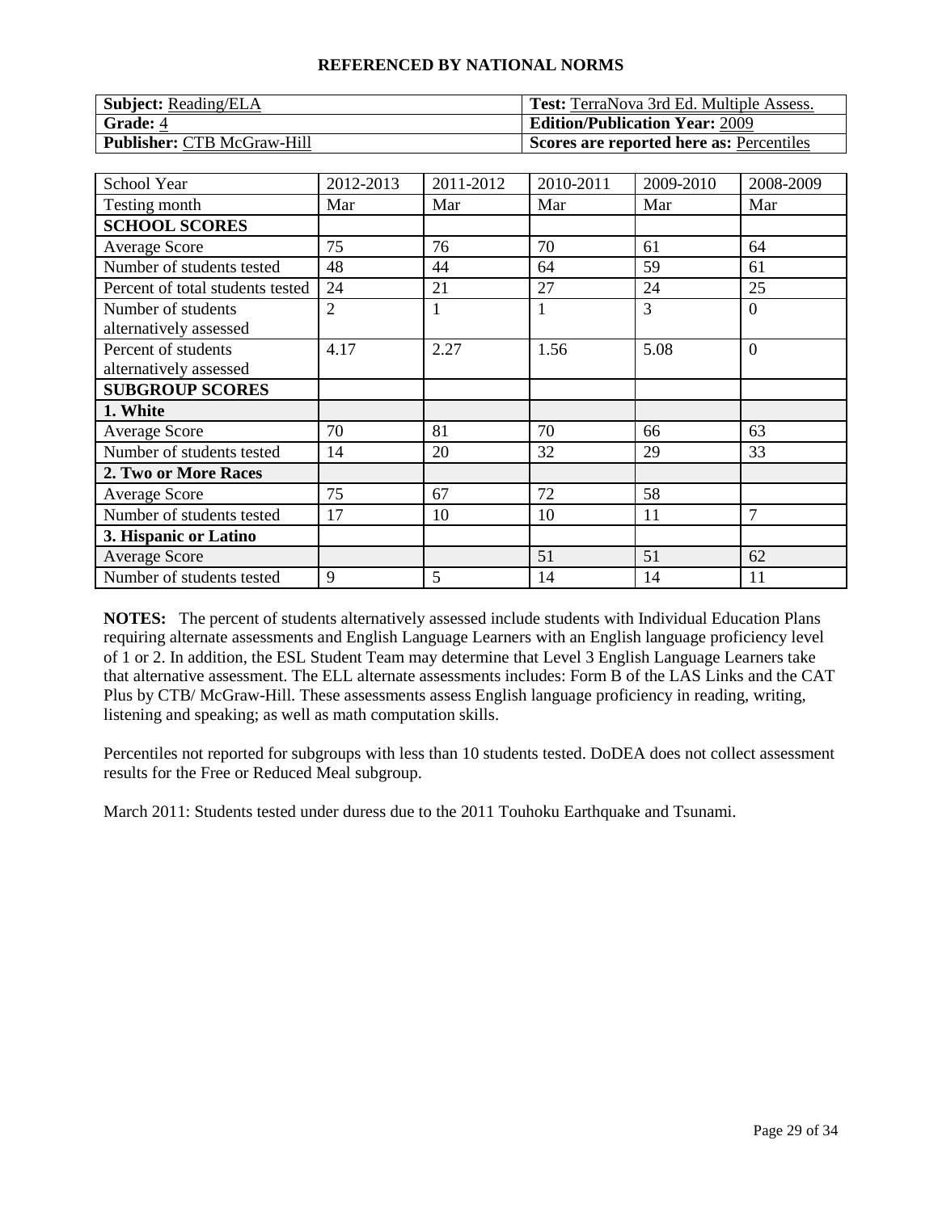**REFERENCED BY NATIONAL NORMS**

| **Subject:** Reading/ELA | **Test:** TerraNova 3rd Ed. Multiple Assess. |
| --- | --- |
| **Grade:** 4 | **Edition/Publication Year:** 2009 |
| **Publisher:** CTB McGraw-Hill | **Scores are reported here as:** Percentiles |

| School Year | 2012-2013 | 2011-2012 | 2010-2011 | 2009-2010 | 2008-2009 |
| --- | --- | --- | --- | --- | --- |
| Testing month | Mar | Mar | Mar | Mar | Mar |
| **SCHOOL SCORES** | | | | | |
| Average Score | 75 | 76 | 70 | 61 | 64 |
| Number of students tested | 48 | 44 | 64 | 59 | 61 |
| Percent of total students tested | 24 | 21 | 27 | 24 | 25 |
| Number of students alternatively assessed | 2 | 1 | 1 | 3 | 0 |
| Percent of students alternatively assessed | 4.17 | 2.27 | 1.56 | 5.08 | 0 |
| **SUBGROUP SCORES** | | | | | |
| **1. White** | | | | | |
| Average Score | 70 | 81 | 70 | 66 | 63 |
| Number of students tested | 14 | 20 | 32 | 29 | 33 |
| **2. Two or More Races** | | | | | |
| Average Score | 75 | 67 | 72 | 58 | |
| Number of students tested | 17 | 10 | 10 | 11 | 7 |
| **3. Hispanic or Latino** | | | | | |
| Average Score | | | 51 | 51 | 62 |
| Number of students tested | 9 | 5 | 14 | 14 | 11 |

**NOTES:** The percent of students alternatively assessed include students with Individual Education Plans requiring alternate assessments and English Language Learners with an English language proficiency level of 1 or 2. In addition, the ESL Student Team may determine that Level 3 English Language Learners take that alternative assessment. The ELL alternate assessments includes: Form B of the LAS Links and the CAT Plus by CTB/ McGraw-Hill. These assessments assess English language proficiency in reading, writing, listening and speaking; as well as math computation skills.

Percentiles not reported for subgroups with less than 10 students tested. DoDEA does not collect assessment results for the Free or Reduced Meal subgroup.

March 2011: Students tested under duress due to the 2011 Touhoku Earthquake and Tsunami.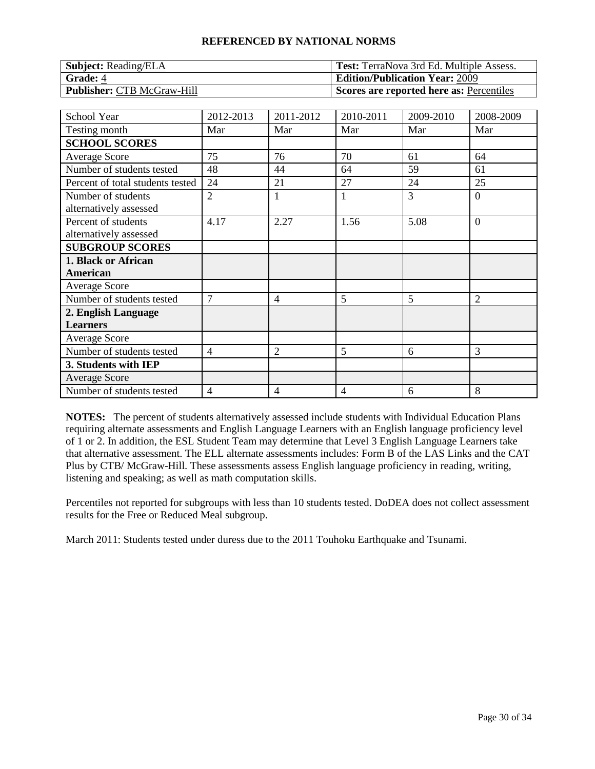## REFERENCED BY NATIONAL NORMS

| **Subject:** Reading/ELA | **Test:** TerraNova 3rd Ed. Multiple Assess. |
|---|---|
| **Grade:** 4 | **Edition/Publication Year:** 2009 |
| **Publisher:** CTB McGraw-Hill | **Scores are reported here as:** Percentiles |

| School Year | 2012-2013 | 2011-2012 | 2010-2011 | 2009-2010 | 2008-2009 |
|---|---|---|---|---|---|
| Testing month | Mar | Mar | Mar | Mar | Mar |
| **SCHOOL SCORES** | | | | | |
| Average Score | 75 | 76 | 70 | 61 | 64 |
| Number of students tested | 48 | 44 | 64 | 59 | 61 |
| Percent of total students tested | 24 | 21 | 27 | 24 | 25 |
| Number of students alternatively assessed | 2 | 1 | 1 | 3 | 0 |
| Percent of students alternatively assessed | 4.17 | 2.27 | 1.56 | 5.08 | 0 |
| **SUBGROUP SCORES** | | | | | |
| **1. Black or African American** | | | | | |
| Average Score | | | | | |
| Number of students tested | 7 | 4 | 5 | 5 | 2 |
| **2. English Language Learners** | | | | | |
| Average Score | | | | | |
| Number of students tested | 4 | 2 | 5 | 6 | 3 |
| **3. Students with IEP** | | | | | |
| Average Score | | | | | |
| Number of students tested | 4 | 4 | 4 | 6 | 8 |

**NOTES:** The percent of students alternatively assessed include students with Individual Education Plans requiring alternate assessments and English Language Learners with an English language proficiency level of 1 or 2. In addition, the ESL Student Team may determine that Level 3 English Language Learners take that alternative assessment. The ELL alternate assessments includes: Form B of the LAS Links and the CAT Plus by CTB/ McGraw-Hill. These assessments assess English language proficiency in reading, writing, listening and speaking; as well as math computation skills.

Percentiles not reported for subgroups with less than 10 students tested. DoDEA does not collect assessment results for the Free or Reduced Meal subgroup.

March 2011: Students tested under duress due to the 2011 Touhoku Earthquake and Tsunami.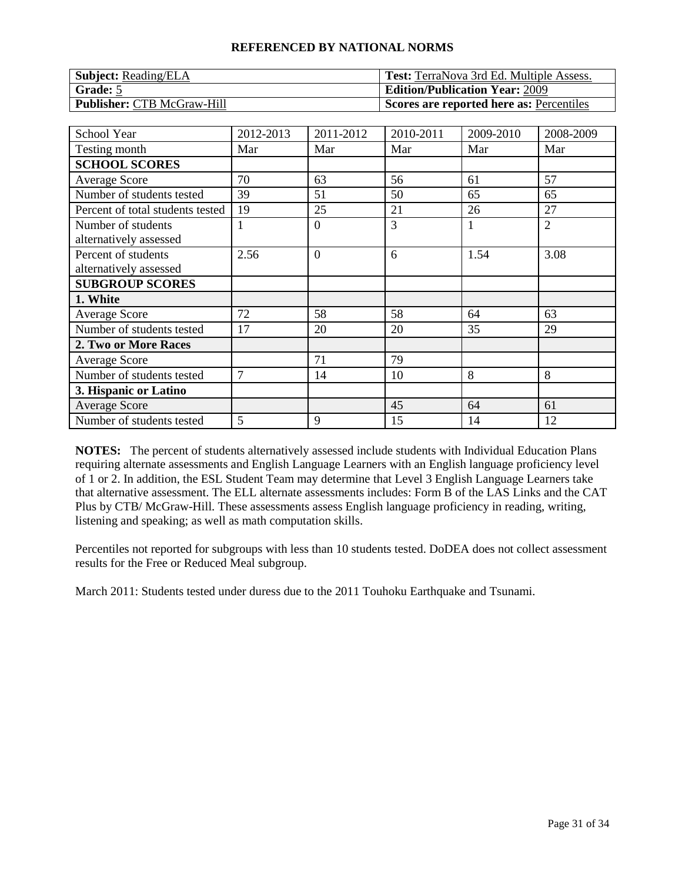**REFERENCED BY NATIONAL NORMS**

| **Subject:** Reading/ELA | **Test:** TerraNova 3rd Ed. Multiple Assess. |
|---|---|
| **Grade:** 5 | **Edition/Publication Year:** 2009 |
| **Publisher:** CTB McGraw-Hill | **Scores are reported here as:** Percentiles |

| School Year | 2012-2013 | 2011-2012 | 2010-2011 | 2009-2010 | 2008-2009 |
|---|---|---|---|---|---|
| Testing month | Mar | Mar | Mar | Mar | Mar |
| **SCHOOL SCORES** | | | | | |
| Average Score | 70 | 63 | 56 | 61 | 57 |
| Number of students tested | 39 | 51 | 50 | 65 | 65 |
| Percent of total students tested | 19 | 25 | 21 | 26 | 27 |
| Number of students alternatively assessed | 1 | 0 | 3 | 1 | 2 |
| Percent of students alternatively assessed | 2.56 | 0 | 6 | 1.54 | 3.08 |
| **SUBGROUP SCORES** | | | | | |
| **1. White** | | | | | |
| Average Score | 72 | 58 | 58 | 64 | 63 |
| Number of students tested | 17 | 20 | 20 | 35 | 29 |
| **2. Two or More Races** | | | | | |
| Average Score | | 71 | 79 | | |
| Number of students tested | 7 | 14 | 10 | 8 | 8 |
| **3. Hispanic or Latino** | | | | | |
| Average Score | | | 45 | 64 | 61 |
| Number of students tested | 5 | 9 | 15 | 14 | 12 |

**NOTES:** The percent of students alternatively assessed include students with Individual Education Plans requiring alternate assessments and English Language Learners with an English language proficiency level of 1 or 2. In addition, the ESL Student Team may determine that Level 3 English Language Learners take that alternative assessment. The ELL alternate assessments includes: Form B of the LAS Links and the CAT Plus by CTB/ McGraw-Hill. These assessments assess English language proficiency in reading, writing, listening and speaking; as well as math computation skills.

Percentiles not reported for subgroups with less than 10 students tested. DoDEA does not collect assessment results for the Free or Reduced Meal subgroup.

March 2011: Students tested under duress due to the 2011 Touhoku Earthquake and Tsunami.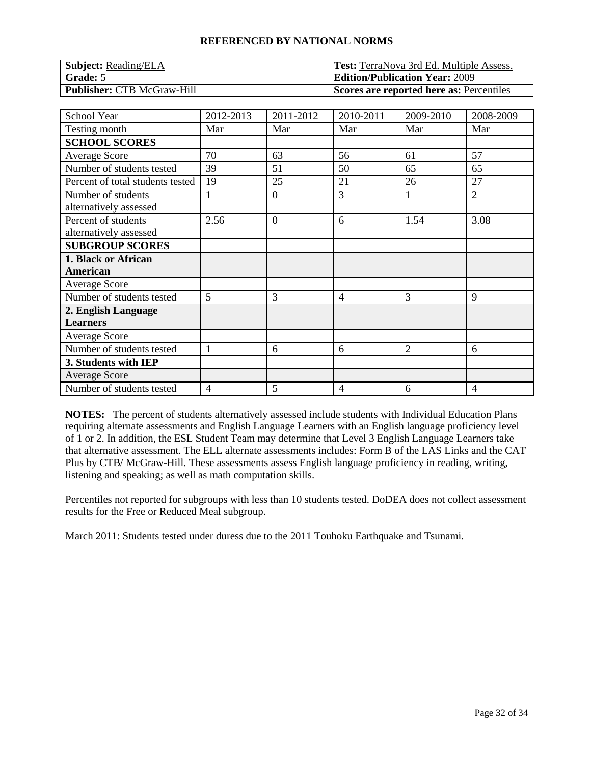## REFERENCED BY NATIONAL NORMS

| **Subject:** Reading/ELA | **Test:** TerraNova 3rd Ed. Multiple Assess. |
|---|---|
| **Grade:** 5 | **Edition/Publication Year:** 2009 |
| **Publisher:** CTB McGraw-Hill | **Scores are reported here as:** Percentiles |

| School Year | 2012-2013 | 2011-2012 | 2010-2011 | 2009-2010 | 2008-2009 |
|---|---|---|---|---|---|
| Testing month | Mar | Mar | Mar | Mar | Mar |
| **SCHOOL SCORES** | | | | | |
| Average Score | 70 | 63 | 56 | 61 | 57 |
| Number of students tested | 39 | 51 | 50 | 65 | 65 |
| Percent of total students tested | 19 | 25 | 21 | 26 | 27 |
| Number of students alternatively assessed | 1 | 0 | 3 | 1 | 2 |
| Percent of students alternatively assessed | 2.56 | 0 | 6 | 1.54 | 3.08 |
| **SUBGROUP SCORES** | | | | | |
| **1. Black or African American** | | | | | |
| Average Score | | | | | |
| Number of students tested | 5 | 3 | 4 | 3 | 9 |
| **2. English Language Learners** | | | | | |
| Average Score | | | | | |
| Number of students tested | 1 | 6 | 6 | 2 | 6 |
| **3. Students with IEP** | | | | | |
| Average Score | | | | | |
| Number of students tested | 4 | 5 | 4 | 6 | 4 |

**NOTES:** The percent of students alternatively assessed include students with Individual Education Plans requiring alternate assessments and English Language Learners with an English language proficiency level of 1 or 2. In addition, the ESL Student Team may determine that Level 3 English Language Learners take that alternative assessment. The ELL alternate assessments includes: Form B of the LAS Links and the CAT Plus by CTB/ McGraw-Hill. These assessments assess English language proficiency in reading, writing, listening and speaking; as well as math computation skills.

Percentiles not reported for subgroups with less than 10 students tested. DoDEA does not collect assessment results for the Free or Reduced Meal subgroup.

March 2011: Students tested under duress due to the 2011 Touhoku Earthquake and Tsunami.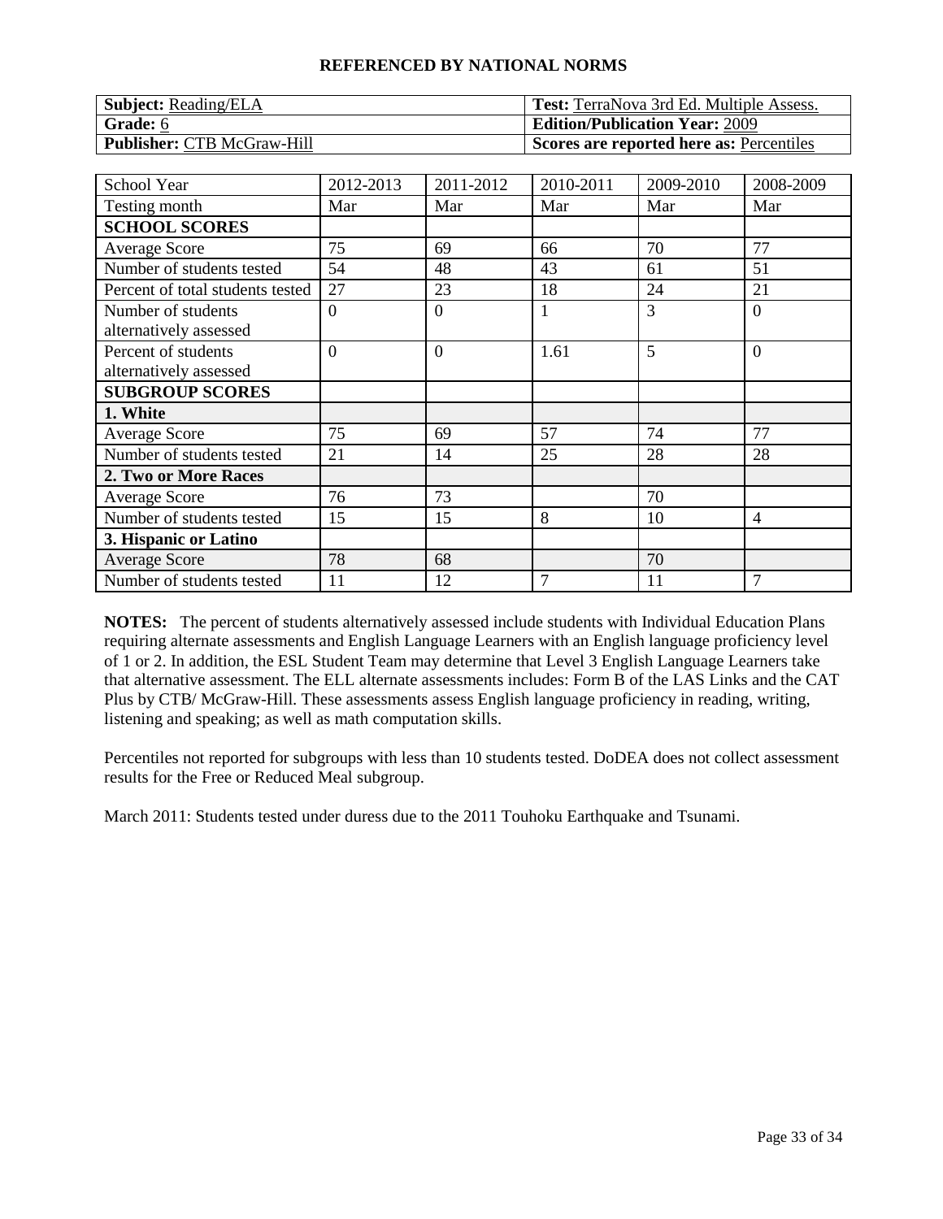## REFERENCED BY NATIONAL NORMS

| **Subject:** Reading/ELA | **Test:** TerraNova 3rd Ed. Multiple Assess. |
|---|---|
| **Grade:** 6 | **Edition/Publication Year:** 2009 |
| **Publisher:** CTB McGraw-Hill | **Scores are reported here as:** Percentiles |

| School Year | 2012-2013 | 2011-2012 | 2010-2011 | 2009-2010 | 2008-2009 |
|---|---|---|---|---|---|
| Testing month | Mar | Mar | Mar | Mar | Mar |
| **SCHOOL SCORES** | | | | | |
| Average Score | 75 | 69 | 66 | 70 | 77 |
| Number of students tested | 54 | 48 | 43 | 61 | 51 |
| Percent of total students tested | 27 | 23 | 18 | 24 | 21 |
| Number of students alternatively assessed | 0 | 0 | 1 | 3 | 0 |
| Percent of students alternatively assessed | 0 | 0 | 1.61 | 5 | 0 |
| **SUBGROUP SCORES** | | | | | |
| **1. White** | | | | | |
| Average Score | 75 | 69 | 57 | 74 | 77 |
| Number of students tested | 21 | 14 | 25 | 28 | 28 |
| **2. Two or More Races** | | | | | |
| Average Score | 76 | 73 | | 70 | |
| Number of students tested | 15 | 15 | 8 | 10 | 4 |
| **3. Hispanic or Latino** | | | | | |
| Average Score | 78 | 68 | | 70 | |
| Number of students tested | 11 | 12 | 7 | 11 | 7 |

**NOTES:** The percent of students alternatively assessed include students with Individual Education Plans requiring alternate assessments and English Language Learners with an English language proficiency level of 1 or 2. In addition, the ESL Student Team may determine that Level 3 English Language Learners take that alternative assessment. The ELL alternate assessments includes: Form B of the LAS Links and the CAT Plus by CTB/ McGraw-Hill. These assessments assess English language proficiency in reading, writing, listening and speaking; as well as math computation skills.

Percentiles not reported for subgroups with less than 10 students tested. DoDEA does not collect assessment results for the Free or Reduced Meal subgroup.

March 2011: Students tested under duress due to the 2011 Touhoku Earthquake and Tsunami.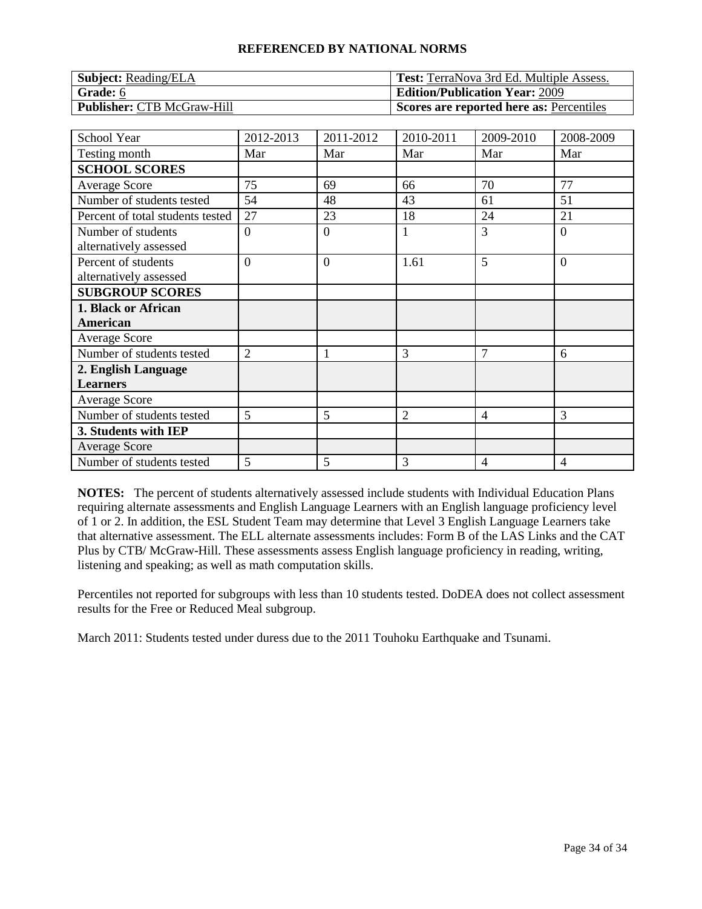**REFERENCED BY NATIONAL NORMS**

| | |
|---|---|
| **Subject:** Reading/ELA | **Test:** TerraNova 3rd Ed. Multiple Assess. |
| **Grade:** 6 | **Edition/Publication Year:** 2009 |
| **Publisher:** CTB McGraw-Hill | **Scores are reported here as:** Percentiles |

| School Year | 2012-2013 | 2011-2012 | 2010-2011 | 2009-2010 | 2008-2009 |
|---|---|---|---|---|---|
| Testing month | Mar | Mar | Mar | Mar | Mar |
| **SCHOOL SCORES** | | | | | |
| Average Score | 75 | 69 | 66 | 70 | 77 |
| Number of students tested | 54 | 48 | 43 | 61 | 51 |
| Percent of total students tested | 27 | 23 | 18 | 24 | 21 |
| Number of students alternatively assessed | 0 | 0 | 1 | 3 | 0 |
| Percent of students alternatively assessed | 0 | 0 | 1.61 | 5 | 0 |
| **SUBGROUP SCORES** | | | | | |
| **1. Black or African American** | | | | | |
| Average Score | | | | | |
| Number of students tested | 2 | 1 | 3 | 7 | 6 |
| **2. English Language Learners** | | | | | |
| Average Score | | | | | |
| Number of students tested | 5 | 5 | 2 | 4 | 3 |
| **3. Students with IEP** | | | | | |
| Average Score | | | | | |
| Number of students tested | 5 | 5 | 3 | 4 | 4 |

**NOTES:** The percent of students alternatively assessed include students with Individual Education Plans requiring alternate assessments and English Language Learners with an English language proficiency level of 1 or 2. In addition, the ESL Student Team may determine that Level 3 English Language Learners take that alternative assessment. The ELL alternate assessments includes: Form B of the LAS Links and the CAT Plus by CTB/ McGraw-Hill. These assessments assess English language proficiency in reading, writing, listening and speaking; as well as math computation skills.

Percentiles not reported for subgroups with less than 10 students tested. DoDEA does not collect assessment results for the Free or Reduced Meal subgroup.

March 2011: Students tested under duress due to the 2011 Touhoku Earthquake and Tsunami.